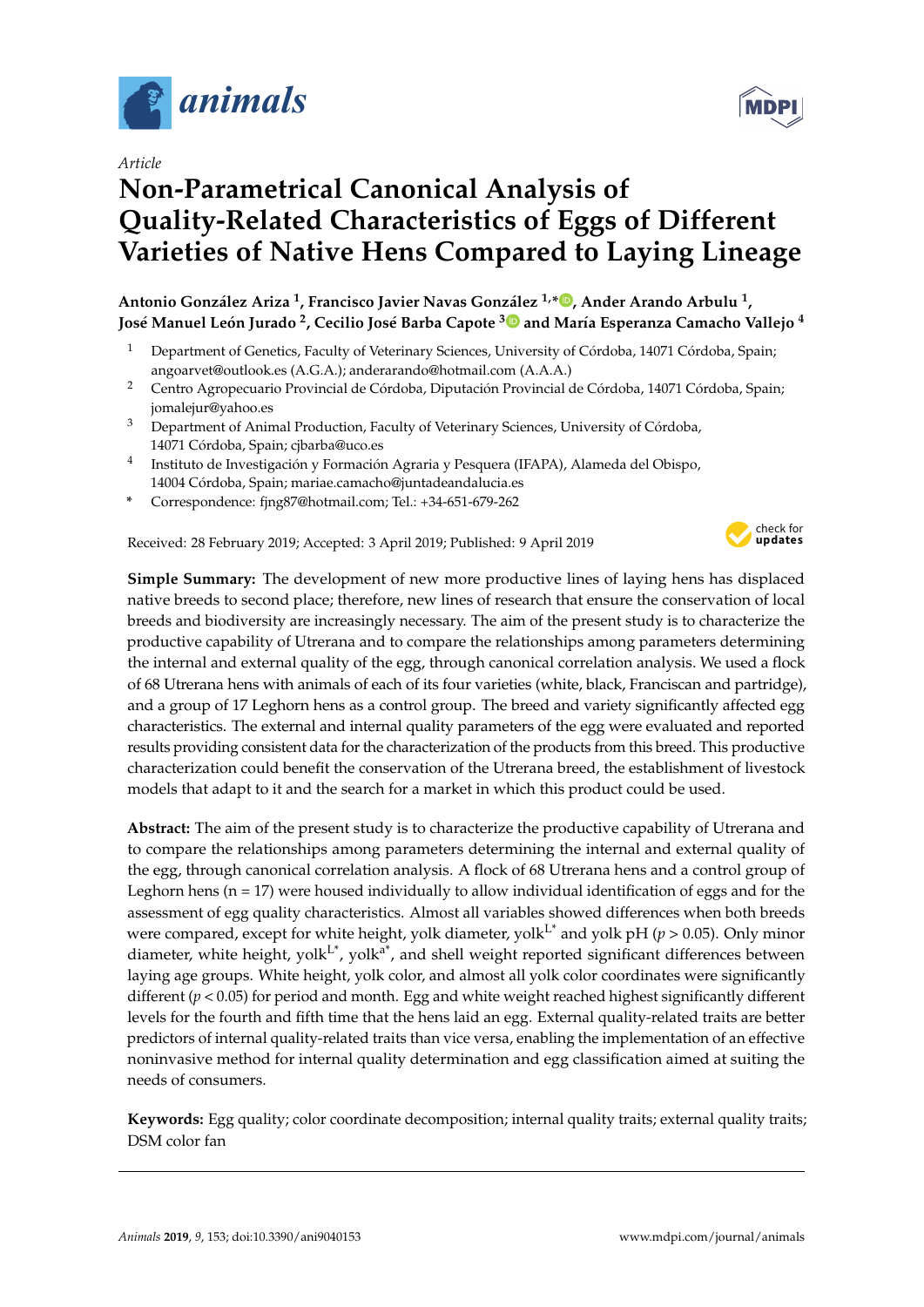*Article*

# Non-Parametrical Canonical Analysis of Quality-Related Characteristics of Eggs of Different Varieties of Native Hens Compared to Laying Lineage

**Antonio González Ariza [1], Francisco Javier Navas González [1,*], Ander Arando Arbulu [1], José Manuel León Jurado [2], Cecilio José Barba Capote [3] and María Esperanza Camacho Vallejo [4]**

1. Department of Genetics, Faculty of Veterinary Sciences, University of Córdoba, 14071 Córdoba, Spain; angoarvet@outlook.es (A.G.A.); anderarando@hotmail.com (A.A.A.)
2. Centro Agropecuario Provincial de Córdoba, Diputación Provincial de Córdoba, 14071 Córdoba, Spain; jomalejur@yahoo.es
3. Department of Animal Production, Faculty of Veterinary Sciences, University of Córdoba, 14071 Córdoba, Spain; cjbarba@uco.es
4. Instituto de Investigación y Formación Agraria y Pesquera (IFAPA), Alameda del Obispo, 14004 Córdoba, Spain; mariae.camacho@juntadeandalucia.es

\* Correspondence: fjng87@hotmail.com; Tel.: +34-651-679-262

Received: 28 February 2019; Accepted: 3 April 2019; Published: 9 April 2019

**Simple Summary:** The development of new more productive lines of laying hens has displaced native breeds to second place; therefore, new lines of research that ensure the conservation of local breeds and biodiversity are increasingly necessary. The aim of the present study is to characterize the productive capability of Utrerana and to compare the relationships among parameters determining the internal and external quality of the egg, through canonical correlation analysis. We used a flock of 68 Utrerana hens with animals of each of its four varieties (white, black, Franciscan and partridge), and a group of 17 Leghorn hens as a control group. The breed and variety significantly affected egg characteristics. The external and internal quality parameters of the egg were evaluated and reported results providing consistent data for the characterization of the products from this breed. This productive characterization could benefit the conservation of the Utrerana breed, the establishment of livestock models that adapt to it and the search for a market in which this product could be used.

**Abstract:** The aim of the present study is to characterize the productive capability of Utrerana and to compare the relationships among parameters determining the internal and external quality of the egg, through canonical correlation analysis. A flock of 68 Utrerana hens and a control group of Leghorn hens (n = 17) were housed individually to allow individual identification of eggs and for the assessment of egg quality characteristics. Almost all variables showed differences when both breeds were compared, except for white height, yolk diameter, yolk$^{L^*}$ and yolk pH ($p > 0.05$). Only minor diameter, white height, yolk$^{L^*}$, yolk$^{a^*}$, and shell weight reported significant differences between laying age groups. White height, yolk color, and almost all yolk color coordinates were significantly different ($p < 0.05$) for period and month. Egg and white weight reached highest significantly different levels for the fourth and fifth time that the hens laid an egg. External quality-related traits are better predictors of internal quality-related traits than vice versa, enabling the implementation of an effective noninvasive method for internal quality determination and egg classification aimed at suiting the needs of consumers.

**Keywords:** Egg quality; color coordinate decomposition; internal quality traits; external quality traits; DSM color fan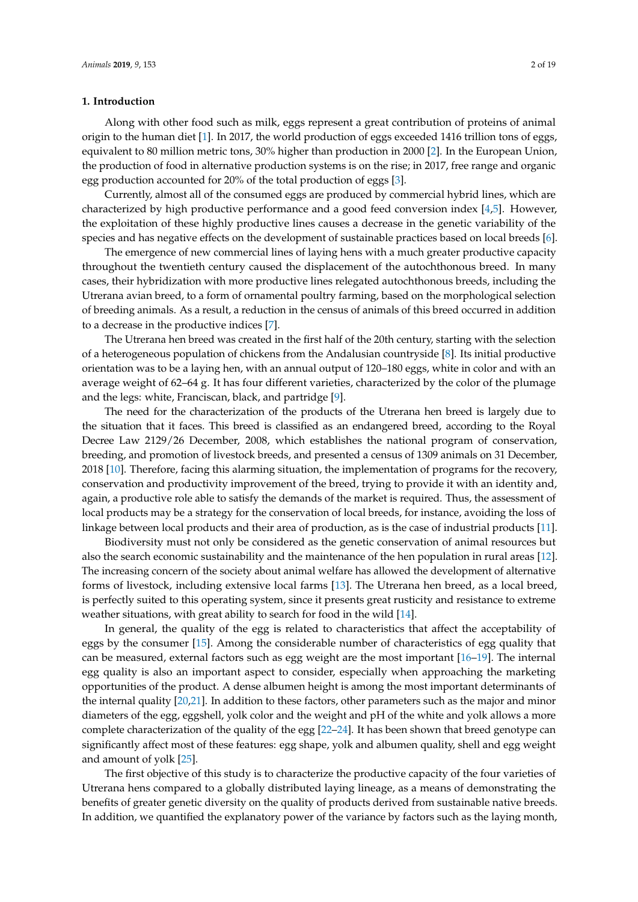## 1. Introduction

Along with other food such as milk, eggs represent a great contribution of proteins of animal origin to the human diet [1]. In 2017, the world production of eggs exceeded 1416 trillion tons of eggs, equivalent to 80 million metric tons, 30% higher than production in 2000 [2]. In the European Union, the production of food in alternative production systems is on the rise; in 2017, free range and organic egg production accounted for 20% of the total production of eggs [3].

Currently, almost all of the consumed eggs are produced by commercial hybrid lines, which are characterized by high productive performance and a good feed conversion index [4,5]. However, the exploitation of these highly productive lines causes a decrease in the genetic variability of the species and has negative effects on the development of sustainable practices based on local breeds [6].

The emergence of new commercial lines of laying hens with a much greater productive capacity throughout the twentieth century caused the displacement of the autochthonous breed. In many cases, their hybridization with more productive lines relegated autochthonous breeds, including the Utrerana avian breed, to a form of ornamental poultry farming, based on the morphological selection of breeding animals. As a result, a reduction in the census of animals of this breed occurred in addition to a decrease in the productive indices [7].

The Utrerana hen breed was created in the first half of the 20th century, starting with the selection of a heterogeneous population of chickens from the Andalusian countryside [8]. Its initial productive orientation was to be a laying hen, with an annual output of 120–180 eggs, white in color and with an average weight of 62–64 g. It has four different varieties, characterized by the color of the plumage and the legs: white, Franciscan, black, and partridge [9].

The need for the characterization of the products of the Utrerana hen breed is largely due to the situation that it faces. This breed is classified as an endangered breed, according to the Royal Decree Law 2129/26 December, 2008, which establishes the national program of conservation, breeding, and promotion of livestock breeds, and presented a census of 1309 animals on 31 December, 2018 [10]. Therefore, facing this alarming situation, the implementation of programs for the recovery, conservation and productivity improvement of the breed, trying to provide it with an identity and, again, a productive role able to satisfy the demands of the market is required. Thus, the assessment of local products may be a strategy for the conservation of local breeds, for instance, avoiding the loss of linkage between local products and their area of production, as is the case of industrial products [11].

Biodiversity must not only be considered as the genetic conservation of animal resources but also the search economic sustainability and the maintenance of the hen population in rural areas [12]. The increasing concern of the society about animal welfare has allowed the development of alternative forms of livestock, including extensive local farms [13]. The Utrerana hen breed, as a local breed, is perfectly suited to this operating system, since it presents great rusticity and resistance to extreme weather situations, with great ability to search for food in the wild [14].

In general, the quality of the egg is related to characteristics that affect the acceptability of eggs by the consumer [15]. Among the considerable number of characteristics of egg quality that can be measured, external factors such as egg weight are the most important [16–19]. The internal egg quality is also an important aspect to consider, especially when approaching the marketing opportunities of the product. A dense albumen height is among the most important determinants of the internal quality [20,21]. In addition to these factors, other parameters such as the major and minor diameters of the egg, eggshell, yolk color and the weight and pH of the white and yolk allows a more complete characterization of the quality of the egg [22–24]. It has been shown that breed genotype can significantly affect most of these features: egg shape, yolk and albumen quality, shell and egg weight and amount of yolk [25].

The first objective of this study is to characterize the productive capacity of the four varieties of Utrerana hens compared to a globally distributed laying lineage, as a means of demonstrating the benefits of greater genetic diversity on the quality of products derived from sustainable native breeds. In addition, we quantified the explanatory power of the variance by factors such as the laying month,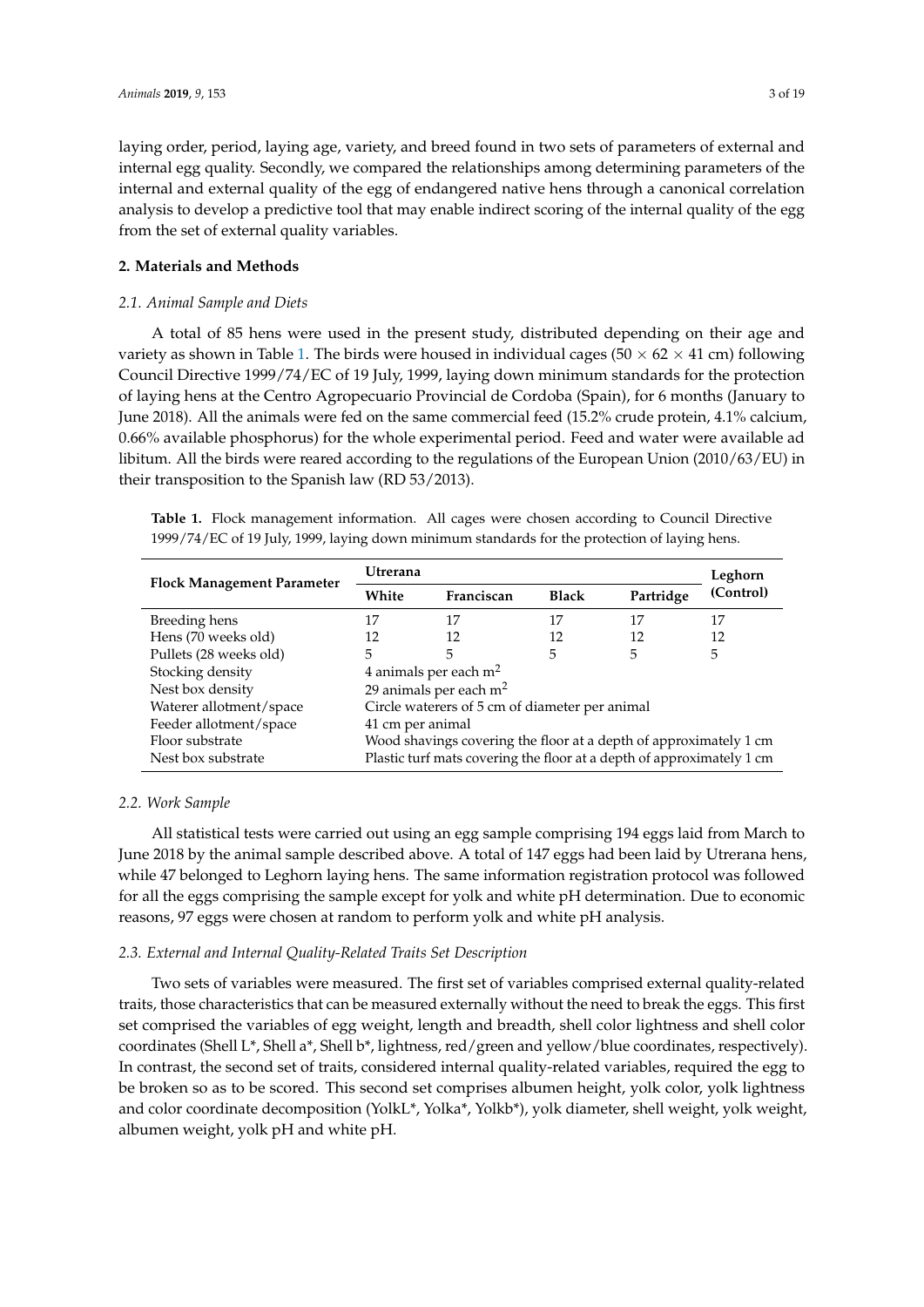laying order, period, laying age, variety, and breed found in two sets of parameters of external and internal egg quality. Secondly, we compared the relationships among determining parameters of the internal and external quality of the egg of endangered native hens through a canonical correlation analysis to develop a predictive tool that may enable indirect scoring of the internal quality of the egg from the set of external quality variables.

## 2. Materials and Methods

### *2.1. Animal Sample and Diets*

A total of 85 hens were used in the present study, distributed depending on their age and variety as shown in Table 1. The birds were housed in individual cages (50 × 62 × 41 cm) following Council Directive 1999/74/EC of 19 July, 1999, laying down minimum standards for the protection of laying hens at the Centro Agropecuario Provincial de Cordoba (Spain), for 6 months (January to June 2018). All the animals were fed on the same commercial feed (15.2% crude protein, 4.1% calcium, 0.66% available phosphorus) for the whole experimental period. Feed and water were available ad libitum. All the birds were reared according to the regulations of the European Union (2010/63/EU) in their transposition to the Spanish law (RD 53/2013).

**Table 1.** Flock management information. All cages were chosen according to Council Directive 1999/74/EC of 19 July, 1999, laying down minimum standards for the protection of laying hens.

| Flock Management Parameter | Utrerana | | | | Leghorn (Control) |
|---|---|---|---|---|---|
| | White | Franciscan | Black | Partridge | |
| Breeding hens | 17 | 17 | 17 | 17 | 17 |
| Hens (70 weeks old) | 12 | 12 | 12 | 12 | 12 |
| Pullets (28 weeks old) | 5 | 5 | 5 | 5 | 5 |
| Stocking density | 4 animals per each $m^2$ | | | | |
| Nest box density | 29 animals per each $m^2$ | | | | |
| Waterer allotment/space | Circle waterers of 5 cm of diameter per animal | | | | |
| Feeder allotment/space | 41 cm per animal | | | | |
| Floor substrate | Wood shavings covering the floor at a depth of approximately 1 cm | | | | |
| Nest box substrate | Plastic turf mats covering the floor at a depth of approximately 1 cm | | | | |

### *2.2. Work Sample*

All statistical tests were carried out using an egg sample comprising 194 eggs laid from March to June 2018 by the animal sample described above. A total of 147 eggs had been laid by Utrerana hens, while 47 belonged to Leghorn laying hens. The same information registration protocol was followed for all the eggs comprising the sample except for yolk and white pH determination. Due to economic reasons, 97 eggs were chosen at random to perform yolk and white pH analysis.

### *2.3. External and Internal Quality-Related Traits Set Description*

Two sets of variables were measured. The first set of variables comprised external quality-related traits, those characteristics that can be measured externally without the need to break the eggs. This first set comprised the variables of egg weight, length and breadth, shell color lightness and shell color coordinates (Shell L*, Shell a*, Shell b*, lightness, red/green and yellow/blue coordinates, respectively). In contrast, the second set of traits, considered internal quality-related variables, required the egg to be broken so as to be scored. This second set comprises albumen height, yolk color, yolk lightness and color coordinate decomposition (YolkL*, Yolka*, Yolkb*), yolk diameter, shell weight, yolk weight, albumen weight, yolk pH and white pH.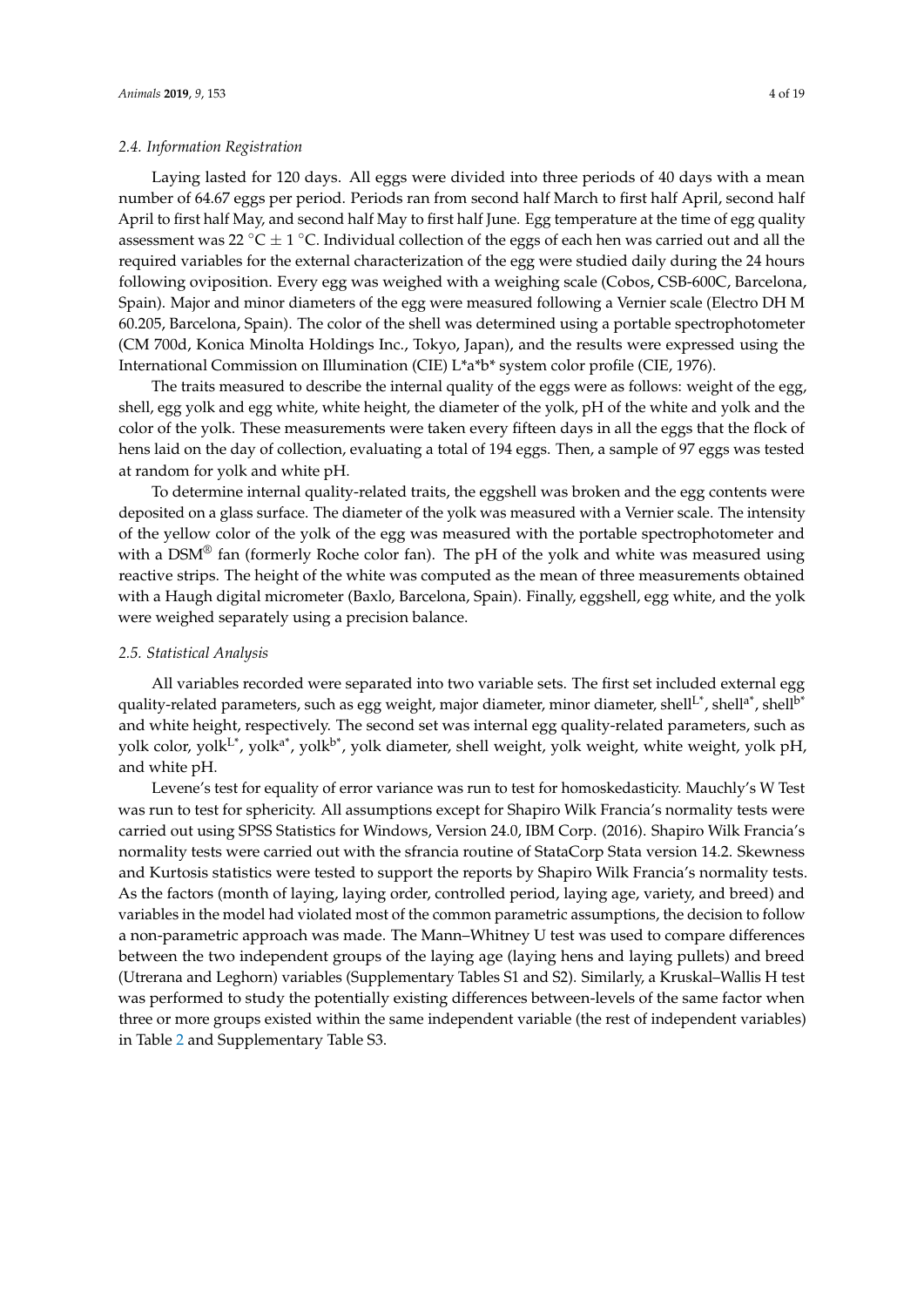### 2.4. Information Registration

Laying lasted for 120 days. All eggs were divided into three periods of 40 days with a mean number of 64.67 eggs per period. Periods ran from second half March to first half April, second half April to first half May, and second half May to first half June. Egg temperature at the time of egg quality assessment was 22 °C ± 1 °C. Individual collection of the eggs of each hen was carried out and all the required variables for the external characterization of the egg were studied daily during the 24 hours following oviposition. Every egg was weighed with a weighing scale (Cobos, CSB-600C, Barcelona, Spain). Major and minor diameters of the egg were measured following a Vernier scale (Electro DH M 60.205, Barcelona, Spain). The color of the shell was determined using a portable spectrophotometer (CM 700d, Konica Minolta Holdings Inc., Tokyo, Japan), and the results were expressed using the International Commission on Illumination (CIE) L*a*b* system color profile (CIE, 1976).

The traits measured to describe the internal quality of the eggs were as follows: weight of the egg, shell, egg yolk and egg white, white height, the diameter of the yolk, pH of the white and yolk and the color of the yolk. These measurements were taken every fifteen days in all the eggs that the flock of hens laid on the day of collection, evaluating a total of 194 eggs. Then, a sample of 97 eggs was tested at random for yolk and white pH.

To determine internal quality-related traits, the eggshell was broken and the egg contents were deposited on a glass surface. The diameter of the yolk was measured with a Vernier scale. The intensity of the yellow color of the yolk of the egg was measured with the portable spectrophotometer and with a DSM® fan (formerly Roche color fan). The pH of the yolk and white was measured using reactive strips. The height of the white was computed as the mean of three measurements obtained with a Haugh digital micrometer (Baxlo, Barcelona, Spain). Finally, eggshell, egg white, and the yolk were weighed separately using a precision balance.

### 2.5. Statistical Analysis

All variables recorded were separated into two variable sets. The first set included external egg quality-related parameters, such as egg weight, major diameter, minor diameter, $\text{shell}^{L^*}$, $\text{shell}^{a^*}$, $\text{shell}^{b^*}$ and white height, respectively. The second set was internal egg quality-related parameters, such as yolk color, $\text{yolk}^{L^*}$, $\text{yolk}^{a^*}$, $\text{yolk}^{b^*}$, yolk diameter, shell weight, yolk weight, white weight, yolk pH, and white pH.

Levene's test for equality of error variance was run to test for homoskedasticity. Mauchly's W Test was run to test for sphericity. All assumptions except for Shapiro Wilk Francia's normality tests were carried out using SPSS Statistics for Windows, Version 24.0, IBM Corp. (2016). Shapiro Wilk Francia's normality tests were carried out with the sfrancia routine of StataCorp Stata version 14.2. Skewness and Kurtosis statistics were tested to support the reports by Shapiro Wilk Francia's normality tests. As the factors (month of laying, laying order, controlled period, laying age, variety, and breed) and variables in the model had violated most of the common parametric assumptions, the decision to follow a non-parametric approach was made. The Mann–Whitney U test was used to compare differences between the two independent groups of the laying age (laying hens and laying pullets) and breed (Utrerana and Leghorn) variables (Supplementary Tables S1 and S2). Similarly, a Kruskal–Wallis H test was performed to study the potentially existing differences between-levels of the same factor when three or more groups existed within the same independent variable (the rest of independent variables) in Table 2 and Supplementary Table S3.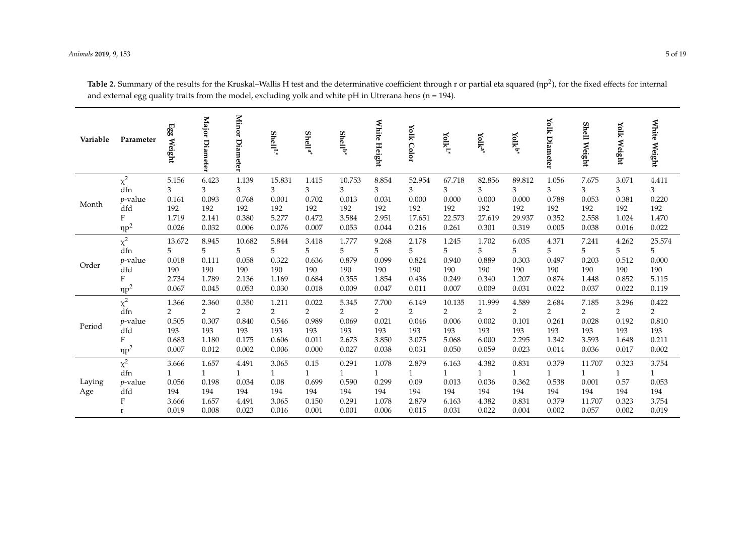**Table 2.** Summary of the results for the Kruskal–Wallis H test and the determinative coefficient through r or partial eta squared ($\eta p^2$), for the fixed effects for internal and external egg quality traits from the model, excluding yolk and white pH in Utrerana hens (n = 194).

| Variable | Parameter | Egg Weight | Major Diameter | Minor Diameter | Shell$^{L*}$ | Shell$^{a*}$ | Shell$^{b*}$ | White Height | Yolk Color | Yolk$^{L*}$ | Yolk$^{a*}$ | Yolk$^{b*}$ | Yolk Diameter | Shell Weight | Yolk Weight | White Weight |
|---|---|---|---|---|---|---|---|---|---|---|---|---|---|---|---|---|
| Month | $\chi^2$ | 5.156 | 6.423 | 1.139 | 15.831 | 1.415 | 10.753 | 8.854 | 52.954 | 67.718 | 82.856 | 89.812 | 1.056 | 7.675 | 3.071 | 4.411 |
| | dfn | 3 | 3 | 3 | 3 | 3 | 3 | 3 | 3 | 3 | 3 | 3 | 3 | 3 | 3 | 3 |
| | *p*-value | 0.161 | 0.093 | 0.768 | 0.001 | 0.702 | 0.013 | 0.031 | 0.000 | 0.000 | 0.000 | 0.000 | 0.788 | 0.053 | 0.381 | 0.220 |
| | dfd | 192 | 192 | 192 | 192 | 192 | 192 | 192 | 192 | 192 | 192 | 192 | 192 | 192 | 192 | 192 |
| | F | 1.719 | 2.141 | 0.380 | 5.277 | 0.472 | 3.584 | 2.951 | 17.651 | 22.573 | 27.619 | 29.937 | 0.352 | 2.558 | 1.024 | 1.470 |
| | $\eta p^2$ | 0.026 | 0.032 | 0.006 | 0.076 | 0.007 | 0.053 | 0.044 | 0.216 | 0.261 | 0.301 | 0.319 | 0.005 | 0.038 | 0.016 | 0.022 |
| Order | $\chi^2$ | 13.672 | 8.945 | 10.682 | 5.844 | 3.418 | 1.777 | 9.268 | 2.178 | 1.245 | 1.702 | 6.035 | 4.371 | 7.241 | 4.262 | 25.574 |
| | dfn | 5 | 5 | 5 | 5 | 5 | 5 | 5 | 5 | 5 | 5 | 5 | 5 | 5 | 5 | 5 |
| | *p*-value | 0.018 | 0.111 | 0.058 | 0.322 | 0.636 | 0.879 | 0.099 | 0.824 | 0.940 | 0.889 | 0.303 | 0.497 | 0.203 | 0.512 | 0.000 |
| | dfd | 190 | 190 | 190 | 190 | 190 | 190 | 190 | 190 | 190 | 190 | 190 | 190 | 190 | 190 | 190 |
| | F | 2.734 | 1.789 | 2.136 | 1.169 | 0.684 | 0.355 | 1.854 | 0.436 | 0.249 | 0.340 | 1.207 | 0.874 | 1.448 | 0.852 | 5.115 |
| | $\eta p^2$ | 0.067 | 0.045 | 0.053 | 0.030 | 0.018 | 0.009 | 0.047 | 0.011 | 0.007 | 0.009 | 0.031 | 0.022 | 0.037 | 0.022 | 0.119 |
| Period | $\chi^2$ | 1.366 | 2.360 | 0.350 | 1.211 | 0.022 | 5.345 | 7.700 | 6.149 | 10.135 | 11.999 | 4.589 | 2.684 | 7.185 | 3.296 | 0.422 |
| | dfn | 2 | 2 | 2 | 2 | 2 | 2 | 2 | 2 | 2 | 2 | 2 | 2 | 2 | 2 | 2 |
| | *p*-value | 0.505 | 0.307 | 0.840 | 0.546 | 0.989 | 0.069 | 0.021 | 0.046 | 0.006 | 0.002 | 0.101 | 0.261 | 0.028 | 0.192 | 0.810 |
| | dfd | 193 | 193 | 193 | 193 | 193 | 193 | 193 | 193 | 193 | 193 | 193 | 193 | 193 | 193 | 193 |
| | F | 0.683 | 1.180 | 0.175 | 0.606 | 0.011 | 2.673 | 3.850 | 3.075 | 5.068 | 6.000 | 2.295 | 1.342 | 3.593 | 1.648 | 0.211 |
| | $\eta p^2$ | 0.007 | 0.012 | 0.002 | 0.006 | 0.000 | 0.027 | 0.038 | 0.031 | 0.050 | 0.059 | 0.023 | 0.014 | 0.036 | 0.017 | 0.002 |
| Laying Age | $\chi^2$ | 3.666 | 1.657 | 4.491 | 3.065 | 0.15 | 0.291 | 1.078 | 2.879 | 6.163 | 4.382 | 0.831 | 0.379 | 11.707 | 0.323 | 3.754 |
| | dfn | 1 | 1 | 1 | 1 | 1 | 1 | 1 | 1 | 1 | 1 | 1 | 1 | 1 | 1 | 1 |
| | *p*-value | 0.056 | 0.198 | 0.034 | 0.08 | 0.699 | 0.590 | 0.299 | 0.09 | 0.013 | 0.036 | 0.362 | 0.538 | 0.001 | 0.57 | 0.053 |
| | dfd | 194 | 194 | 194 | 194 | 194 | 194 | 194 | 194 | 194 | 194 | 194 | 194 | 194 | 194 | 194 |
| | F | 3.666 | 1.657 | 4.491 | 3.065 | 0.150 | 0.291 | 1.078 | 2.879 | 6.163 | 4.382 | 0.831 | 0.379 | 11.707 | 0.323 | 3.754 |
| | r | 0.019 | 0.008 | 0.023 | 0.016 | 0.001 | 0.001 | 0.006 | 0.015 | 0.031 | 0.022 | 0.004 | 0.002 | 0.057 | 0.002 | 0.019 |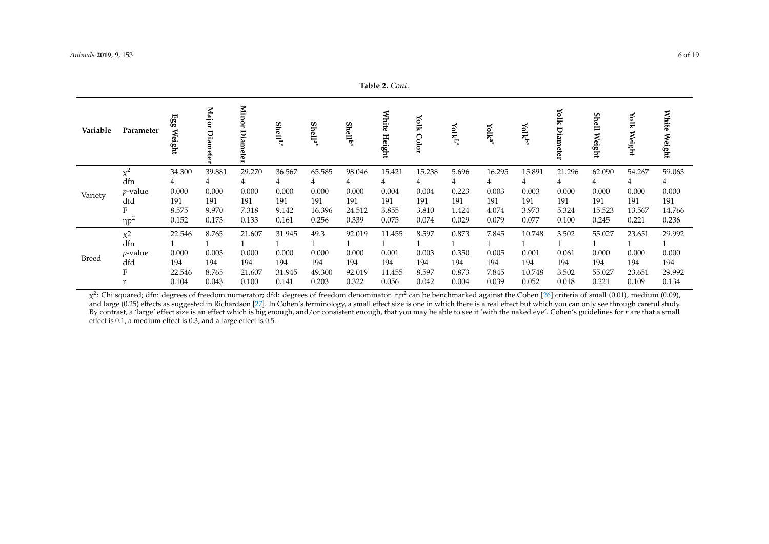**Table 2.** *Cont.*

| Variable | Parameter | Egg Weight | Major Diameter | Minor Diameter | Shell$^{L*}$ | Shell$^{a*}$ | Shell$^{b*}$ | White Height | Yolk Color | Yolk$^{L*}$ | Yolk$^{a*}$ | Yolk$^{b*}$ | Yolk Diameter | Shell Weight | Yolk Weight | White Weight |
|---|---|---|---|---|---|---|---|---|---|---|---|---|---|---|---|---|
| Variety | $\chi^2$ | 34.300 | 39.881 | 29.270 | 36.567 | 65.585 | 98.046 | 15.421 | 15.238 | 5.696 | 16.295 | 15.891 | 21.296 | 62.090 | 54.267 | 59.063 |
| | dfn | 4 | 4 | 4 | 4 | 4 | 4 | 4 | 4 | 4 | 4 | 4 | 4 | 4 | 4 | 4 |
| | *p*-value | 0.000 | 0.000 | 0.000 | 0.000 | 0.000 | 0.000 | 0.004 | 0.004 | 0.223 | 0.003 | 0.003 | 0.000 | 0.000 | 0.000 | 0.000 |
| | dfd | 191 | 191 | 191 | 191 | 191 | 191 | 191 | 191 | 191 | 191 | 191 | 191 | 191 | 191 | 191 |
| | F | 8.575 | 9.970 | 7.318 | 9.142 | 16.396 | 24.512 | 3.855 | 3.810 | 1.424 | 4.074 | 3.973 | 5.324 | 15.523 | 13.567 | 14.766 |
| | $\eta p^2$ | 0.152 | 0.173 | 0.133 | 0.161 | 0.256 | 0.339 | 0.075 | 0.074 | 0.029 | 0.079 | 0.077 | 0.100 | 0.245 | 0.221 | 0.236 |
| Breed | $\chi 2$ | 22.546 | 8.765 | 21.607 | 31.945 | 49.3 | 92.019 | 11.455 | 8.597 | 0.873 | 7.845 | 10.748 | 3.502 | 55.027 | 23.651 | 29.992 |
| | dfn | 1 | 1 | 1 | 1 | 1 | 1 | 1 | 1 | 1 | 1 | 1 | 1 | 1 | 1 | 1 |
| | *p*-value | 0.000 | 0.003 | 0.000 | 0.000 | 0.000 | 0.000 | 0.001 | 0.003 | 0.350 | 0.005 | 0.001 | 0.061 | 0.000 | 0.000 | 0.000 |
| | dfd | 194 | 194 | 194 | 194 | 194 | 194 | 194 | 194 | 194 | 194 | 194 | 194 | 194 | 194 | 194 |
| | F | 22.546 | 8.765 | 21.607 | 31.945 | 49.300 | 92.019 | 11.455 | 8.597 | 0.873 | 7.845 | 10.748 | 3.502 | 55.027 | 23.651 | 29.992 |
| | r | 0.104 | 0.043 | 0.100 | 0.141 | 0.203 | 0.322 | 0.056 | 0.042 | 0.004 | 0.039 | 0.052 | 0.018 | 0.221 | 0.109 | 0.134 |

$\chi^2$: Chi squared; dfn: degrees of freedom numerator; dfd: degrees of freedom denominator. $\eta p^2$ can be benchmarked against the Cohen [26] criteria of small (0.01), medium (0.09), and large (0.25) effects as suggested in Richardson [27]. In Cohen's terminology, a small effect size is one in which there is a real effect but which you can only see through careful study. By contrast, a 'large' effect size is an effect which is big enough, and/or consistent enough, that you may be able to see it 'with the naked eye'. Cohen's guidelines for *r* are that a small effect is 0.1, a medium effect is 0.3, and a large effect is 0.5.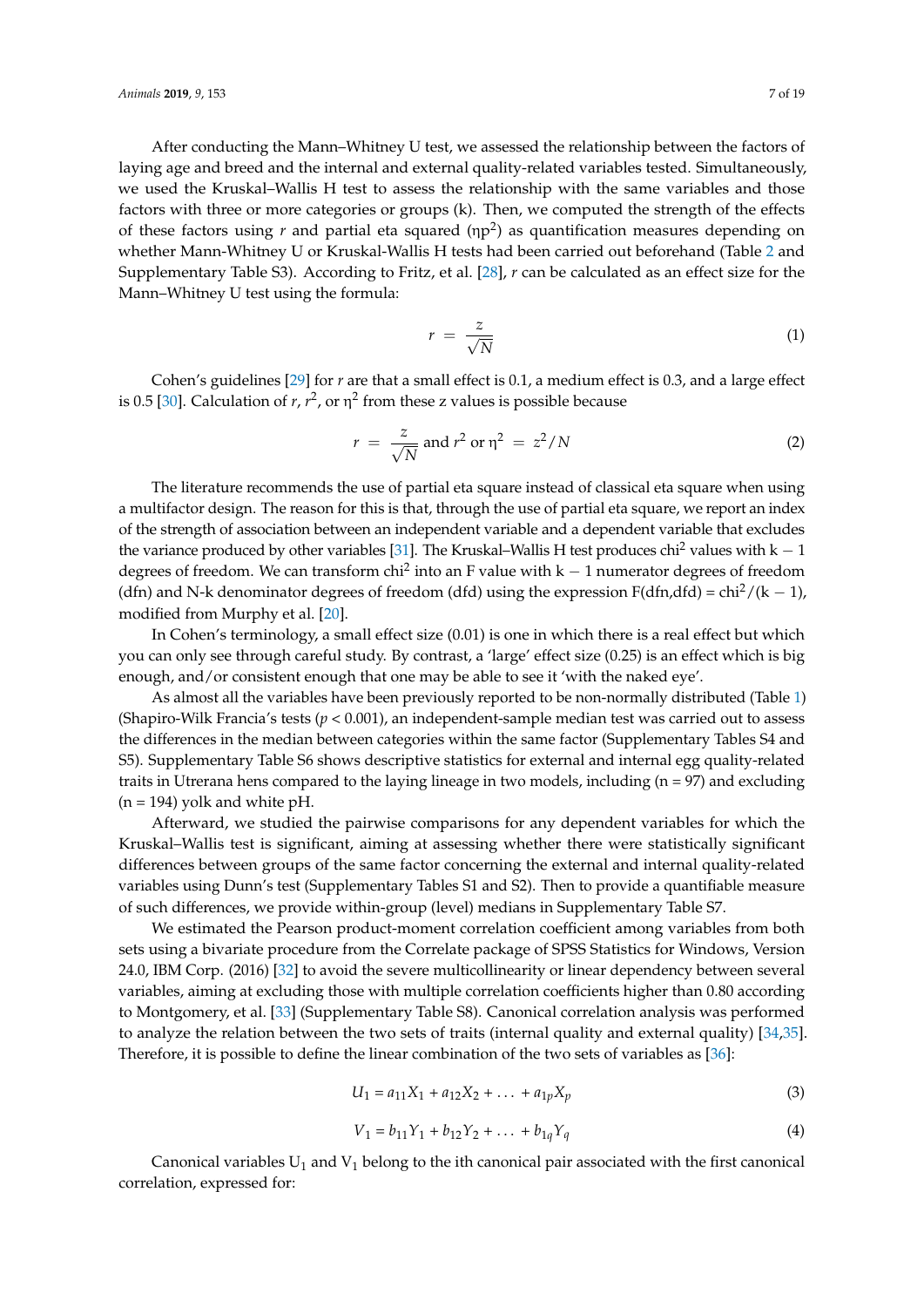After conducting the Mann–Whitney U test, we assessed the relationship between the factors of laying age and breed and the internal and external quality-related variables tested. Simultaneously, we used the Kruskal–Wallis H test to assess the relationship with the same variables and those factors with three or more categories or groups (k). Then, we computed the strength of the effects of these factors using $r$ and partial eta squared ($\eta p^2$) as quantification measures depending on whether Mann-Whitney U or Kruskal-Wallis H tests had been carried out beforehand (Table 2 and Supplementary Table S3). According to Fritz, et al. [28], $r$ can be calculated as an effect size for the Mann–Whitney U test using the formula:

$$r = \frac{z}{\sqrt{N}} \tag{1}$$

Cohen's guidelines [29] for $r$ are that a small effect is 0.1, a medium effect is 0.3, and a large effect is 0.5 [30]. Calculation of $r$, $r^2$, or $\eta^2$ from these z values is possible because

$$r = \frac{z}{\sqrt{N}} \text{ and } r^2 \text{ or } \eta^2 = z^2/N \tag{2}$$

The literature recommends the use of partial eta square instead of classical eta square when using a multifactor design. The reason for this is that, through the use of partial eta square, we report an index of the strength of association between an independent variable and a dependent variable that excludes the variance produced by other variables [31]. The Kruskal–Wallis H test produces $\text{chi}^2$ values with $k - 1$ degrees of freedom. We can transform $\text{chi}^2$ into an F value with $k - 1$ numerator degrees of freedom (dfn) and N-k denominator degrees of freedom (dfd) using the expression $F(\text{dfn},\text{dfd}) = \text{chi}^2/(k - 1)$, modified from Murphy et al. [20].

In Cohen's terminology, a small effect size (0.01) is one in which there is a real effect but which you can only see through careful study. By contrast, a 'large' effect size (0.25) is an effect which is big enough, and/or consistent enough that one may be able to see it 'with the naked eye'.

As almost all the variables have been previously reported to be non-normally distributed (Table 1) (Shapiro-Wilk Francia's tests ($p < 0.001$), an independent-sample median test was carried out to assess the differences in the median between categories within the same factor (Supplementary Tables S4 and S5). Supplementary Table S6 shows descriptive statistics for external and internal egg quality-related traits in Utrerana hens compared to the laying lineage in two models, including (n = 97) and excluding (n = 194) yolk and white pH.

Afterward, we studied the pairwise comparisons for any dependent variables for which the Kruskal–Wallis test is significant, aiming at assessing whether there were statistically significant differences between groups of the same factor concerning the external and internal quality-related variables using Dunn's test (Supplementary Tables S1 and S2). Then to provide a quantifiable measure of such differences, we provide within-group (level) medians in Supplementary Table S7.

We estimated the Pearson product-moment correlation coefficient among variables from both sets using a bivariate procedure from the Correlate package of SPSS Statistics for Windows, Version 24.0, IBM Corp. (2016) [32] to avoid the severe multicollinearity or linear dependency between several variables, aiming at excluding those with multiple correlation coefficients higher than 0.80 according to Montgomery, et al. [33] (Supplementary Table S8). Canonical correlation analysis was performed to analyze the relation between the two sets of traits (internal quality and external quality) [34,35]. Therefore, it is possible to define the linear combination of the two sets of variables as [36]:

$$U_1 = a_{11}X_1 + a_{12}X_2 + \ldots + a_{1p}X_p \tag{3}$$

$$V_1 = b_{11}Y_1 + b_{12}Y_2 + \ldots + b_{1q}Y_q \tag{4}$$

Canonical variables $U_1$ and $V_1$ belong to the ith canonical pair associated with the first canonical correlation, expressed for: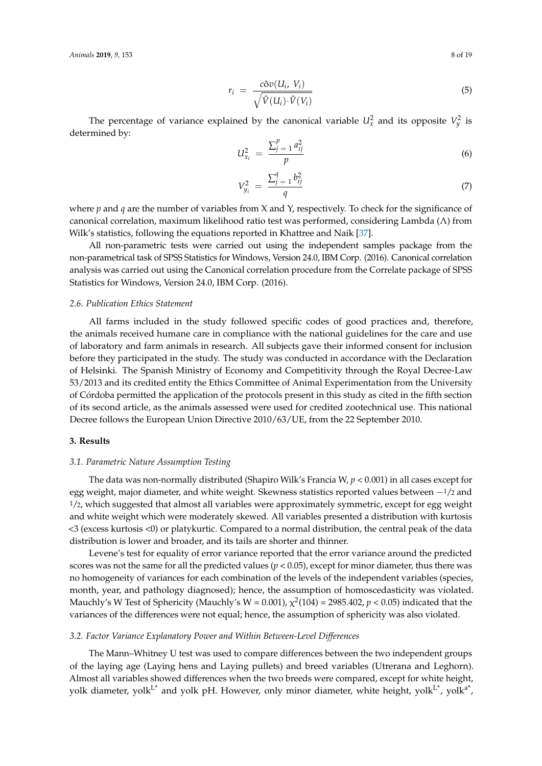$$r_i = \frac{c\hat{o}v(U_i,\ V_i)}{\sqrt{\hat{V}(U_i)\cdot\hat{V}(V_i)}} \tag{5}$$

The percentage of variance explained by the canonical variable $U_x^2$ and its opposite $V_y^2$ is determined by:

$$U_{x_i}^2 = \frac{\sum_{j=1}^{p} a_{ij}^2}{p} \tag{6}$$

$$V_{y_i}^2 = \frac{\sum_{j=1}^{q} b_{ij}^2}{q} \tag{7}$$

where $p$ and $q$ are the number of variables from X and Y, respectively. To check for the significance of canonical correlation, maximum likelihood ratio test was performed, considering Lambda ($\Lambda$) from Wilk's statistics, following the equations reported in Khattree and Naik [37].

All non-parametric tests were carried out using the independent samples package from the non-parametrical task of SPSS Statistics for Windows, Version 24.0, IBM Corp. (2016). Canonical correlation analysis was carried out using the Canonical correlation procedure from the Correlate package of SPSS Statistics for Windows, Version 24.0, IBM Corp. (2016).

### *2.6. Publication Ethics Statement*

All farms included in the study followed specific codes of good practices and, therefore, the animals received humane care in compliance with the national guidelines for the care and use of laboratory and farm animals in research. All subjects gave their informed consent for inclusion before they participated in the study. The study was conducted in accordance with the Declaration of Helsinki. The Spanish Ministry of Economy and Competitivity through the Royal Decree-Law 53/2013 and its credited entity the Ethics Committee of Animal Experimentation from the University of Córdoba permitted the application of the protocols present in this study as cited in the fifth section of its second article, as the animals assessed were used for credited zootechnical use. This national Decree follows the European Union Directive 2010/63/UE, from the 22 September 2010.

## **3. Results**

### *3.1. Parametric Nature Assumption Testing*

The data was non-normally distributed (Shapiro Wilk's Francia W, $p < 0.001$) in all cases except for egg weight, major diameter, and white weight. Skewness statistics reported values between $-1/2$ and $1/2$, which suggested that almost all variables were approximately symmetric, except for egg weight and white weight which were moderately skewed. All variables presented a distribution with kurtosis <3 (excess kurtosis <0) or platykurtic. Compared to a normal distribution, the central peak of the data distribution is lower and broader, and its tails are shorter and thinner.

Levene's test for equality of error variance reported that the error variance around the predicted scores was not the same for all the predicted values ($p < 0.05$), except for minor diameter, thus there was no homogeneity of variances for each combination of the levels of the independent variables (species, month, year, and pathology diagnosed); hence, the assumption of homoscedasticity was violated. Mauchly's W Test of Sphericity (Mauchly's W = 0.001), $\chi^2(104) = 2985.402$, $p < 0.05$) indicated that the variances of the differences were not equal; hence, the assumption of sphericity was also violated.

### *3.2. Factor Variance Explanatory Power and Within Between-Level Differences*

The Mann–Whitney U test was used to compare differences between the two independent groups of the laying age (Laying hens and Laying pullets) and breed variables (Utrerana and Leghorn). Almost all variables showed differences when the two breeds were compared, except for white height, yolk diameter, yolk$^{L^*}$ and yolk pH. However, only minor diameter, white height, yolk$^{L^*}$, yolk$^{a^*}$,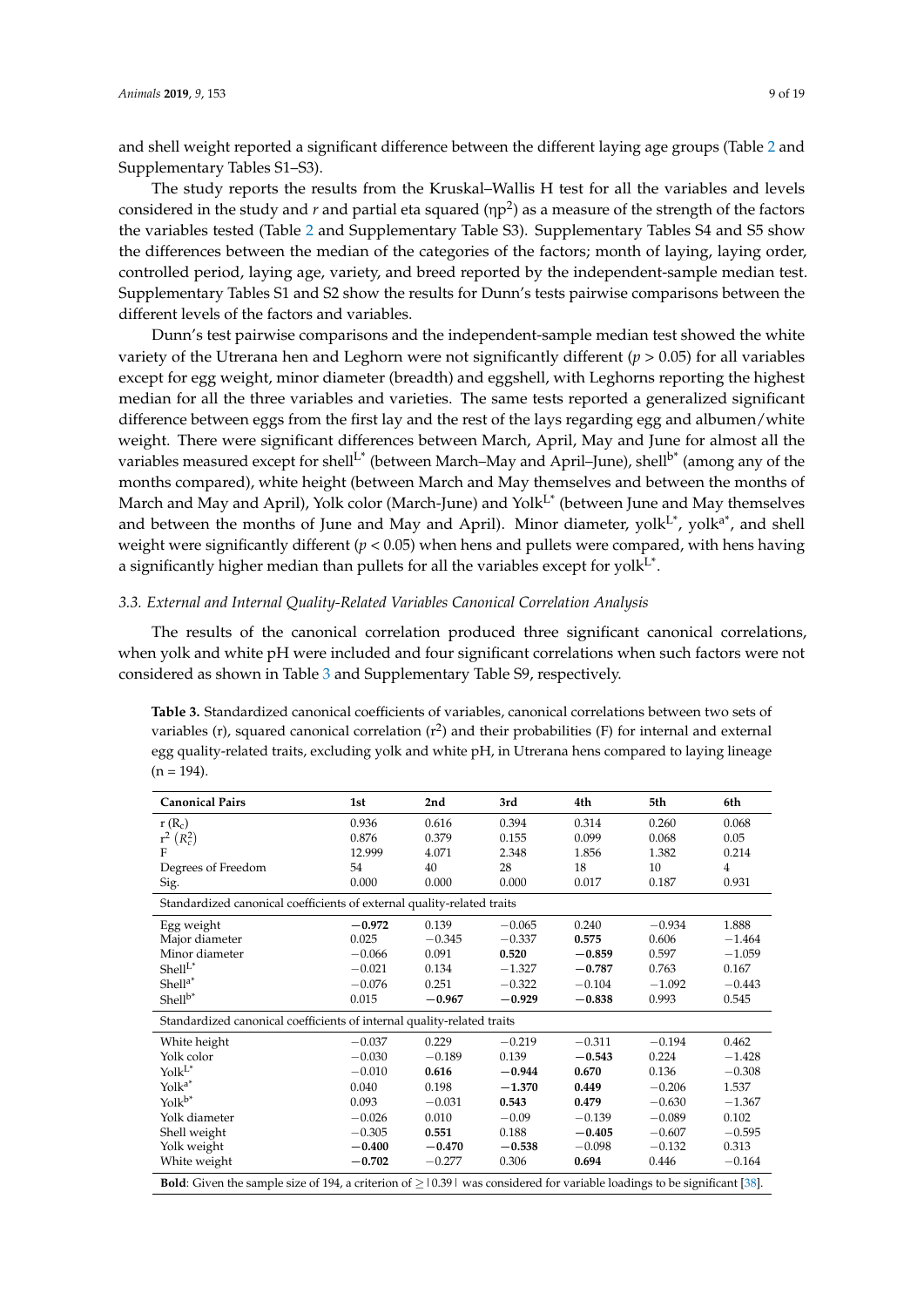and shell weight reported a significant difference between the different laying age groups (Table 2 and Supplementary Tables S1–S3).

The study reports the results from the Kruskal–Wallis H test for all the variables and levels considered in the study and *r* and partial eta squared ($\eta p^2$) as a measure of the strength of the factors the variables tested (Table 2 and Supplementary Table S3). Supplementary Tables S4 and S5 show the differences between the median of the categories of the factors; month of laying, laying order, controlled period, laying age, variety, and breed reported by the independent-sample median test. Supplementary Tables S1 and S2 show the results for Dunn's tests pairwise comparisons between the different levels of the factors and variables.

Dunn's test pairwise comparisons and the independent-sample median test showed the white variety of the Utrerana hen and Leghorn were not significantly different ($p > 0.05$) for all variables except for egg weight, minor diameter (breadth) and eggshell, with Leghorns reporting the highest median for all the three variables and varieties. The same tests reported a generalized significant difference between eggs from the first lay and the rest of the lays regarding egg and albumen/white weight. There were significant differences between March, April, May and June for almost all the variables measured except for shell$^{L^*}$ (between March–May and April–June), shell$^{b^*}$ (among any of the months compared), white height (between March and May themselves and between the months of March and May and April), Yolk color (March-June) and Yolk$^{L^*}$ (between June and May themselves and between the months of June and May and April). Minor diameter, yolk$^{L^*}$, yolk$^{a^*}$, and shell weight were significantly different ($p < 0.05$) when hens and pullets were compared, with hens having a significantly higher median than pullets for all the variables except for yolk$^{L^*}$.

### 3.3. External and Internal Quality-Related Variables Canonical Correlation Analysis

The results of the canonical correlation produced three significant canonical correlations, when yolk and white pH were included and four significant correlations when such factors were not considered as shown in Table 3 and Supplementary Table S9, respectively.

**Table 3.** Standardized canonical coefficients of variables, canonical correlations between two sets of variables (r), squared canonical correlation ($r^2$) and their probabilities (F) for internal and external egg quality-related traits, excluding yolk and white pH, in Utrerana hens compared to laying lineage (n = 194).

| Canonical Pairs | 1st | 2nd | 3rd | 4th | 5th | 6th |
|---|---|---|---|---|---|---|
| r ($R_c$) | 0.936 | 0.616 | 0.394 | 0.314 | 0.260 | 0.068 |
| $r^2$ ($R_c^2$) | 0.876 | 0.379 | 0.155 | 0.099 | 0.068 | 0.05 |
| F | 12.999 | 4.071 | 2.348 | 1.856 | 1.382 | 0.214 |
| Degrees of Freedom | 54 | 40 | 28 | 18 | 10 | 4 |
| Sig. | 0.000 | 0.000 | 0.000 | 0.017 | 0.187 | 0.931 |
| Standardized canonical coefficients of external quality-related traits | | | | | | |
| Egg weight | **−0.972** | 0.139 | −0.065 | 0.240 | −0.934 | 1.888 |
| Major diameter | 0.025 | −0.345 | −0.337 | **0.575** | 0.606 | −1.464 |
| Minor diameter | −0.066 | 0.091 | **0.520** | **−0.859** | 0.597 | −1.059 |
| Shell$^{L^*}$ | −0.021 | 0.134 | −1.327 | **−0.787** | 0.763 | 0.167 |
| Shell$^{a^*}$ | −0.076 | 0.251 | −0.322 | −0.104 | −1.092 | −0.443 |
| Shell$^{b^*}$ | 0.015 | **−0.967** | **−0.929** | **−0.838** | 0.993 | 0.545 |
| Standardized canonical coefficients of internal quality-related traits | | | | | | |
| White height | −0.037 | 0.229 | −0.219 | −0.311 | −0.194 | 0.462 |
| Yolk color | −0.030 | −0.189 | 0.139 | **−0.543** | 0.224 | −1.428 |
| Yolk$^{L^*}$ | −0.010 | **0.616** | **−0.944** | **0.670** | 0.136 | −0.308 |
| Yolk$^{a^*}$ | 0.040 | 0.198 | **−1.370** | **0.449** | −0.206 | 1.537 |
| Yolk$^{b^*}$ | 0.093 | −0.031 | **0.543** | **0.479** | −0.630 | −1.367 |
| Yolk diameter | −0.026 | 0.010 | −0.09 | −0.139 | −0.089 | 0.102 |
| Shell weight | −0.305 | **0.551** | 0.188 | **−0.405** | −0.607 | −0.595 |
| Yolk weight | **−0.400** | **−0.470** | **−0.538** | −0.098 | −0.132 | 0.313 |
| White weight | **−0.702** | −0.277 | 0.306 | **0.694** | 0.446 | −0.164 |

**Bold**: Given the sample size of 194, a criterion of ≥ |0.39| was considered for variable loadings to be significant [38].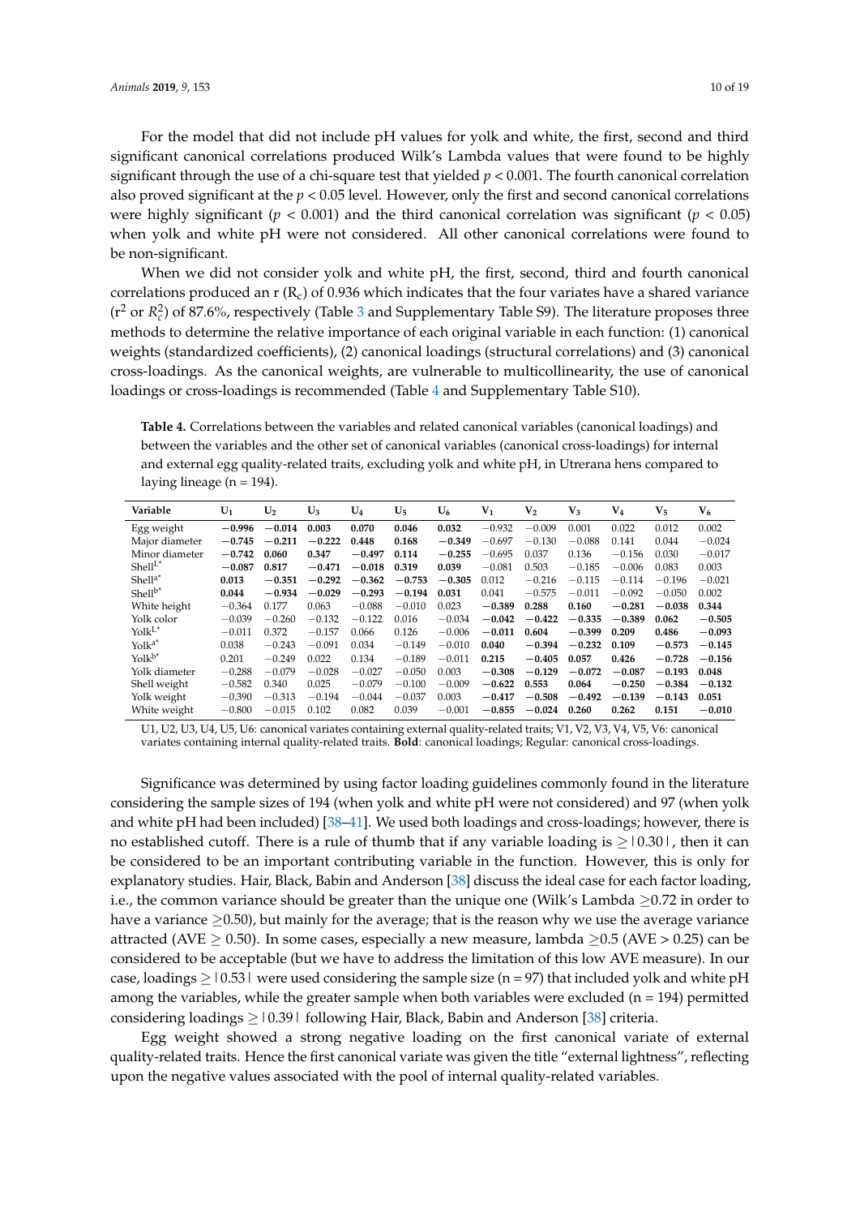For the model that did not include pH values for yolk and white, the first, second and third significant canonical correlations produced Wilk's Lambda values that were found to be highly significant through the use of a chi-square test that yielded $p < 0.001$. The fourth canonical correlation also proved significant at the $p < 0.05$ level. However, only the first and second canonical correlations were highly significant ($p < 0.001$) and the third canonical correlation was significant ($p < 0.05$) when yolk and white pH were not considered. All other canonical correlations were found to be non-significant.

When we did not consider yolk and white pH, the first, second, third and fourth canonical correlations produced an r ($R_c$) of 0.936 which indicates that the four variates have a shared variance ($r^2$ or $R_c^2$) of 87.6%, respectively (Table 3 and Supplementary Table S9). The literature proposes three methods to determine the relative importance of each original variable in each function: (1) canonical weights (standardized coefficients), (2) canonical loadings (structural correlations) and (3) canonical cross-loadings. As the canonical weights, are vulnerable to multicollinearity, the use of canonical loadings or cross-loadings is recommended (Table 4 and Supplementary Table S10).

**Table 4.** Correlations between the variables and related canonical variables (canonical loadings) and between the variables and the other set of canonical variables (canonical cross-loadings) for internal and external egg quality-related traits, excluding yolk and white pH, in Utrerana hens compared to laying lineage (n = 194).

| Variable | $U_1$ | $U_2$ | $U_3$ | $U_4$ | $U_5$ | $U_6$ | $V_1$ | $V_2$ | $V_3$ | $V_4$ | $V_5$ | $V_6$ |
|---|---|---|---|---|---|---|---|---|---|---|---|---|
| Egg weight | **−0.996** | **−0.014** | **0.003** | **0.070** | **0.046** | **0.032** | −0.932 | −0.009 | 0.001 | 0.022 | 0.012 | 0.002 |
| Major diameter | **−0.745** | **−0.211** | **−0.222** | **0.448** | **0.168** | **−0.349** | −0.697 | −0.130 | −0.088 | 0.141 | 0.044 | −0.024 |
| Minor diameter | **−0.742** | **0.060** | **0.347** | **−0.497** | **0.114** | **−0.255** | −0.695 | 0.037 | 0.136 | −0.156 | 0.030 | −0.017 |
| $Shell^{L*}$ | **−0.087** | **0.817** | **−0.471** | **−0.018** | **0.319** | **0.039** | −0.081 | 0.503 | −0.185 | −0.006 | 0.083 | 0.003 |
| $Shell^{a*}$ | **0.013** | **−0.351** | **−0.292** | **−0.362** | **−0.753** | **−0.305** | 0.012 | −0.216 | −0.115 | −0.114 | −0.196 | −0.021 |
| $Shell^{b*}$ | **0.044** | **−0.934** | **−0.029** | **−0.293** | **−0.194** | **0.031** | 0.041 | −0.575 | −0.011 | −0.092 | −0.050 | 0.002 |
| White height | −0.364 | 0.177 | 0.063 | −0.088 | −0.010 | 0.023 | **−0.389** | **0.288** | **0.160** | **−0.281** | **−0.038** | **0.344** |
| Yolk color | −0.039 | −0.260 | −0.132 | −0.122 | 0.016 | −0.034 | **−0.042** | **−0.422** | **−0.335** | **−0.389** | **0.062** | **−0.505** |
| $Yolk^{L*}$ | −0.011 | 0.372 | −0.157 | 0.066 | 0.126 | −0.006 | **−0.011** | **0.604** | **−0.399** | **0.209** | **0.486** | **−0.093** |
| $Yolk^{a*}$ | 0.038 | −0.243 | −0.091 | 0.034 | −0.149 | −0.010 | **0.040** | **−0.394** | **−0.232** | **0.109** | **−0.573** | **−0.145** |
| $Yolk^{b*}$ | 0.201 | −0.249 | 0.022 | 0.134 | −0.189 | −0.011 | **0.215** | **−0.405** | **0.057** | **0.426** | **−0.728** | **−0.156** |
| Yolk diameter | −0.288 | −0.079 | −0.028 | −0.027 | −0.050 | 0.003 | **−0.308** | **−0.129** | **−0.072** | **−0.087** | **−0.193** | **0.048** |
| Shell weight | −0.582 | 0.340 | 0.025 | −0.079 | −0.100 | −0.009 | **−0.622** | **0.553** | **0.064** | **−0.250** | **−0.384** | **−0.132** |
| Yolk weight | −0.390 | −0.313 | −0.194 | −0.044 | −0.037 | 0.003 | **−0.417** | **−0.508** | **−0.492** | **−0.139** | **−0.143** | **0.051** |
| White weight | −0.800 | −0.015 | 0.102 | 0.082 | 0.039 | −0.001 | **−0.855** | **−0.024** | **0.260** | **0.262** | **0.151** | **−0.010** |

U1, U2, U3, U4, U5, U6: canonical variates containing external quality-related traits; V1, V2, V3, V4, V5, V6: canonical variates containing internal quality-related traits. **Bold**: canonical loadings; Regular: canonical cross-loadings.

Significance was determined by using factor loading guidelines commonly found in the literature considering the sample sizes of 194 (when yolk and white pH were not considered) and 97 (when yolk and white pH had been included) [38–41]. We used both loadings and cross-loadings; however, there is no established cutoff. There is a rule of thumb that if any variable loading is $\geq |0.30|$, then it can be considered to be an important contributing variable in the function. However, this is only for explanatory studies. Hair, Black, Babin and Anderson [38] discuss the ideal case for each factor loading, i.e., the common variance should be greater than the unique one (Wilk's Lambda $\geq 0.72$ in order to have a variance $\geq 0.50$), but mainly for the average; that is the reason why we use the average variance attracted (AVE $\geq$ 0.50). In some cases, especially a new measure, lambda $\geq 0.5$ (AVE > 0.25) can be considered to be acceptable (but we have to address the limitation of this low AVE measure). In our case, loadings $\geq |0.53|$ were used considering the sample size (n = 97) that included yolk and white pH among the variables, while the greater sample when both variables were excluded (n = 194) permitted considering loadings $\geq |0.39|$ following Hair, Black, Babin and Anderson [38] criteria.

Egg weight showed a strong negative loading on the first canonical variate of external quality-related traits. Hence the first canonical variate was given the title "external lightness", reflecting upon the negative values associated with the pool of internal quality-related variables.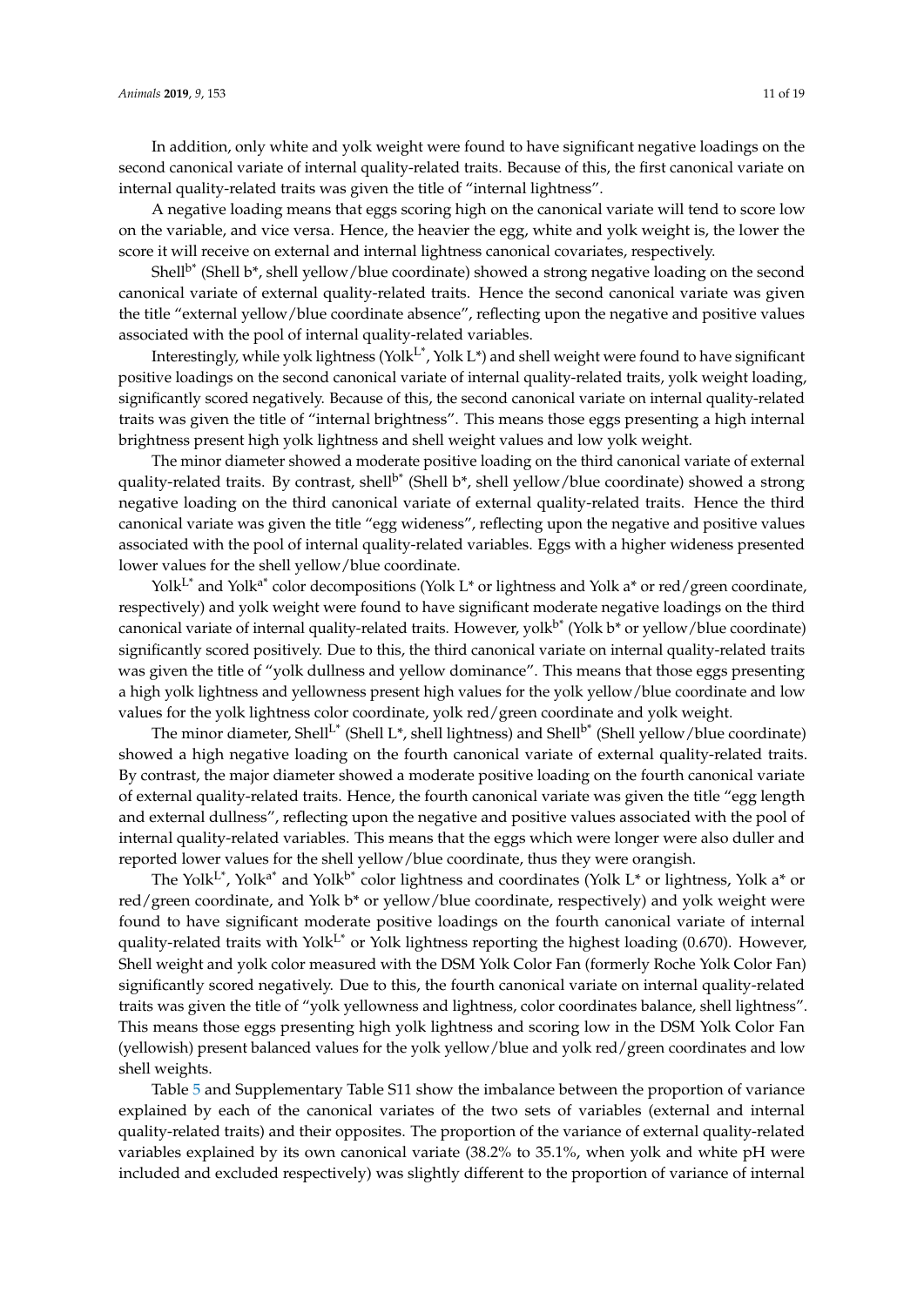In addition, only white and yolk weight were found to have significant negative loadings on the second canonical variate of internal quality-related traits. Because of this, the first canonical variate on internal quality-related traits was given the title of "internal lightness".

A negative loading means that eggs scoring high on the canonical variate will tend to score low on the variable, and vice versa. Hence, the heavier the egg, white and yolk weight is, the lower the score it will receive on external and internal lightness canonical covariates, respectively.

Shell$^{b^*}$ (Shell b*, shell yellow/blue coordinate) showed a strong negative loading on the second canonical variate of external quality-related traits. Hence the second canonical variate was given the title "external yellow/blue coordinate absence", reflecting upon the negative and positive values associated with the pool of internal quality-related variables.

Interestingly, while yolk lightness (Yolk$^{L^*}$, Yolk L*) and shell weight were found to have significant positive loadings on the second canonical variate of internal quality-related traits, yolk weight loading, significantly scored negatively. Because of this, the second canonical variate on internal quality-related traits was given the title of "internal brightness". This means those eggs presenting a high internal brightness present high yolk lightness and shell weight values and low yolk weight.

The minor diameter showed a moderate positive loading on the third canonical variate of external quality-related traits. By contrast, shell$^{b^*}$ (Shell b*, shell yellow/blue coordinate) showed a strong negative loading on the third canonical variate of external quality-related traits. Hence the third canonical variate was given the title "egg wideness", reflecting upon the negative and positive values associated with the pool of internal quality-related variables. Eggs with a higher wideness presented lower values for the shell yellow/blue coordinate.

Yolk$^{L^*}$ and Yolk$^{a^*}$ color decompositions (Yolk L* or lightness and Yolk a* or red/green coordinate, respectively) and yolk weight were found to have significant moderate negative loadings on the third canonical variate of internal quality-related traits. However, yolk$^{b^*}$ (Yolk b* or yellow/blue coordinate) significantly scored positively. Due to this, the third canonical variate on internal quality-related traits was given the title of "yolk dullness and yellow dominance". This means that those eggs presenting a high yolk lightness and yellowness present high values for the yolk yellow/blue coordinate and low values for the yolk lightness color coordinate, yolk red/green coordinate and yolk weight.

The minor diameter, Shell$^{L^*}$ (Shell L*, shell lightness) and Shell$^{b^*}$ (Shell yellow/blue coordinate) showed a high negative loading on the fourth canonical variate of external quality-related traits. By contrast, the major diameter showed a moderate positive loading on the fourth canonical variate of external quality-related traits. Hence, the fourth canonical variate was given the title "egg length and external dullness", reflecting upon the negative and positive values associated with the pool of internal quality-related variables. This means that the eggs which were longer were also duller and reported lower values for the shell yellow/blue coordinate, thus they were orangish.

The Yolk$^{L^*}$, Yolk$^{a^*}$ and Yolk$^{b^*}$ color lightness and coordinates (Yolk L* or lightness, Yolk a* or red/green coordinate, and Yolk b* or yellow/blue coordinate, respectively) and yolk weight were found to have significant moderate positive loadings on the fourth canonical variate of internal quality-related traits with Yolk$^{L^*}$ or Yolk lightness reporting the highest loading (0.670). However, Shell weight and yolk color measured with the DSM Yolk Color Fan (formerly Roche Yolk Color Fan) significantly scored negatively. Due to this, the fourth canonical variate on internal quality-related traits was given the title of "yolk yellowness and lightness, color coordinates balance, shell lightness". This means those eggs presenting high yolk lightness and scoring low in the DSM Yolk Color Fan (yellowish) present balanced values for the yolk yellow/blue and yolk red/green coordinates and low shell weights.

Table 5 and Supplementary Table S11 show the imbalance between the proportion of variance explained by each of the canonical variates of the two sets of variables (external and internal quality-related traits) and their opposites. The proportion of the variance of external quality-related variables explained by its own canonical variate (38.2% to 35.1%, when yolk and white pH were included and excluded respectively) was slightly different to the proportion of variance of internal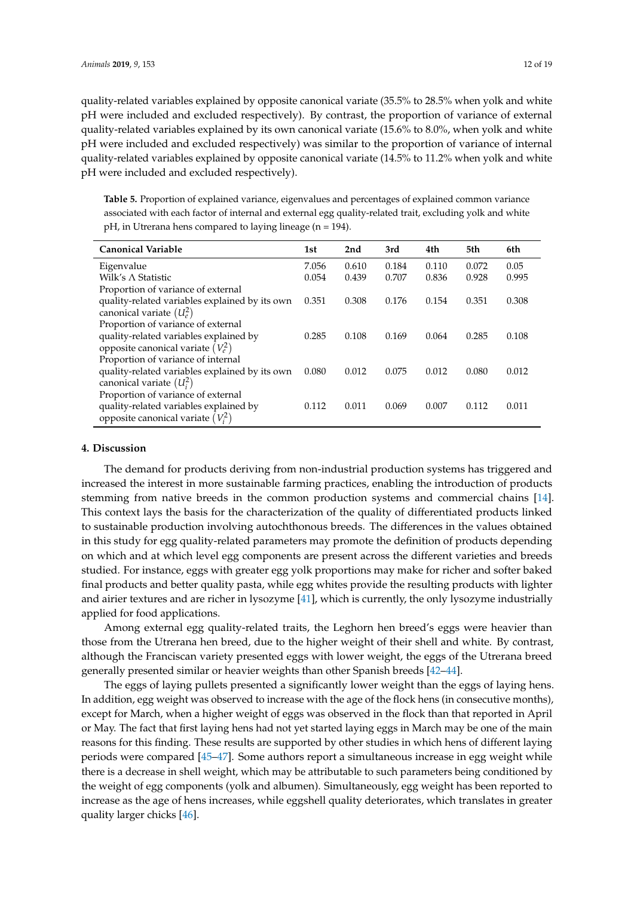quality-related variables explained by opposite canonical variate (35.5% to 28.5% when yolk and white pH were included and excluded respectively). By contrast, the proportion of variance of external quality-related variables explained by its own canonical variate (15.6% to 8.0%, when yolk and white pH were included and excluded respectively) was similar to the proportion of variance of internal quality-related variables explained by opposite canonical variate (14.5% to 11.2% when yolk and white pH were included and excluded respectively).

**Table 5.** Proportion of explained variance, eigenvalues and percentages of explained common variance associated with each factor of internal and external egg quality-related trait, excluding yolk and white pH, in Utrerana hens compared to laying lineage (n = 194).

| Canonical Variable | 1st | 2nd | 3rd | 4th | 5th | 6th |
|---|---|---|---|---|---|---|
| Eigenvalue | 7.056 | 0.610 | 0.184 | 0.110 | 0.072 | 0.05 |
| Wilk's Λ Statistic | 0.054 | 0.439 | 0.707 | 0.836 | 0.928 | 0.995 |
| Proportion of variance of external quality-related variables explained by its own canonical variate $(U_e^2)$ | 0.351 | 0.308 | 0.176 | 0.154 | 0.351 | 0.308 |
| Proportion of variance of external quality-related variables explained by opposite canonical variate $(V_e^2)$ | 0.285 | 0.108 | 0.169 | 0.064 | 0.285 | 0.108 |
| Proportion of variance of internal quality-related variables explained by its own canonical variate $(U_i^2)$ | 0.080 | 0.012 | 0.075 | 0.012 | 0.080 | 0.012 |
| Proportion of variance of external quality-related variables explained by opposite canonical variate $(V_i^2)$ | 0.112 | 0.011 | 0.069 | 0.007 | 0.112 | 0.011 |

## 4. Discussion

The demand for products deriving from non-industrial production systems has triggered and increased the interest in more sustainable farming practices, enabling the introduction of products stemming from native breeds in the common production systems and commercial chains [14]. This context lays the basis for the characterization of the quality of differentiated products linked to sustainable production involving autochthonous breeds. The differences in the values obtained in this study for egg quality-related parameters may promote the definition of products depending on which and at which level egg components are present across the different varieties and breeds studied. For instance, eggs with greater egg yolk proportions may make for richer and softer baked final products and better quality pasta, while egg whites provide the resulting products with lighter and airier textures and are richer in lysozyme [41], which is currently, the only lysozyme industrially applied for food applications.

Among external egg quality-related traits, the Leghorn hen breed's eggs were heavier than those from the Utrerana hen breed, due to the higher weight of their shell and white. By contrast, although the Franciscan variety presented eggs with lower weight, the eggs of the Utrerana breed generally presented similar or heavier weights than other Spanish breeds [42–44].

The eggs of laying pullets presented a significantly lower weight than the eggs of laying hens. In addition, egg weight was observed to increase with the age of the flock hens (in consecutive months), except for March, when a higher weight of eggs was observed in the flock than that reported in April or May. The fact that first laying hens had not yet started laying eggs in March may be one of the main reasons for this finding. These results are supported by other studies in which hens of different laying periods were compared [45–47]. Some authors report a simultaneous increase in egg weight while there is a decrease in shell weight, which may be attributable to such parameters being conditioned by the weight of egg components (yolk and albumen). Simultaneously, egg weight has been reported to increase as the age of hens increases, while eggshell quality deteriorates, which translates in greater quality larger chicks [46].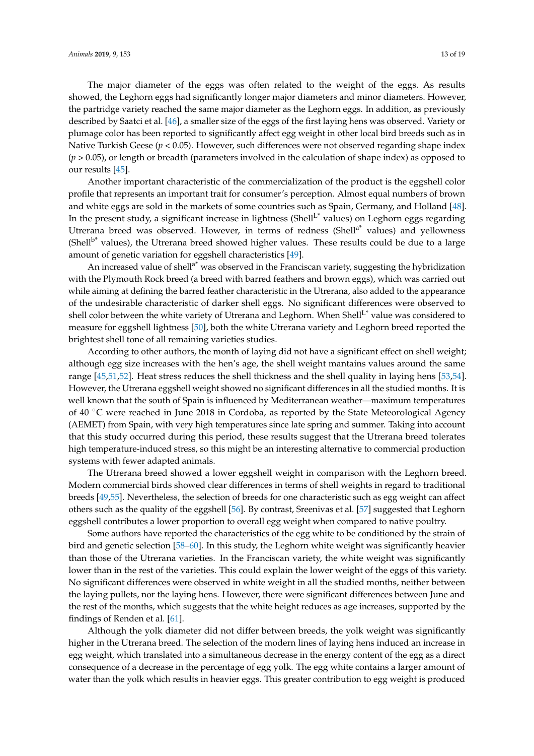The major diameter of the eggs was often related to the weight of the eggs. As results showed, the Leghorn eggs had significantly longer major diameters and minor diameters. However, the partridge variety reached the same major diameter as the Leghorn eggs. In addition, as previously described by Saatci et al. [46], a smaller size of the eggs of the first laying hens was observed. Variety or plumage color has been reported to significantly affect egg weight in other local bird breeds such as in Native Turkish Geese ($p < 0.05$). However, such differences were not observed regarding shape index ($p > 0.05$), or length or breadth (parameters involved in the calculation of shape index) as opposed to our results [45].

Another important characteristic of the commercialization of the product is the eggshell color profile that represents an important trait for consumer's perception. Almost equal numbers of brown and white eggs are sold in the markets of some countries such as Spain, Germany, and Holland [48]. In the present study, a significant increase in lightness (Shell$^{L^*}$ values) on Leghorn eggs regarding Utrerana breed was observed. However, in terms of redness (Shell$^{a^*}$ values) and yellowness (Shell$^{b^*}$ values), the Utrerana breed showed higher values. These results could be due to a large amount of genetic variation for eggshell characteristics [49].

An increased value of shell$^{a^*}$ was observed in the Franciscan variety, suggesting the hybridization with the Plymouth Rock breed (a breed with barred feathers and brown eggs), which was carried out while aiming at defining the barred feather characteristic in the Utrerana, also added to the appearance of the undesirable characteristic of darker shell eggs. No significant differences were observed to shell color between the white variety of Utrerana and Leghorn. When Shell$^{L^*}$ value was considered to measure for eggshell lightness [50], both the white Utrerana variety and Leghorn breed reported the brightest shell tone of all remaining varieties studies.

According to other authors, the month of laying did not have a significant effect on shell weight; although egg size increases with the hen's age, the shell weight mantains values around the same range [45,51,52]. Heat stress reduces the shell thickness and the shell quality in laying hens [53,54]. However, the Utrerana eggshell weight showed no significant differences in all the studied months. It is well known that the south of Spain is influenced by Mediterranean weather—maximum temperatures of 40 °C were reached in June 2018 in Cordoba, as reported by the State Meteorological Agency (AEMET) from Spain, with very high temperatures since late spring and summer. Taking into account that this study occurred during this period, these results suggest that the Utrerana breed tolerates high temperature-induced stress, so this might be an interesting alternative to commercial production systems with fewer adapted animals.

The Utrerana breed showed a lower eggshell weight in comparison with the Leghorn breed. Modern commercial birds showed clear differences in terms of shell weights in regard to traditional breeds [49,55]. Nevertheless, the selection of breeds for one characteristic such as egg weight can affect others such as the quality of the eggshell [56]. By contrast, Sreenivas et al. [57] suggested that Leghorn eggshell contributes a lower proportion to overall egg weight when compared to native poultry.

Some authors have reported the characteristics of the egg white to be conditioned by the strain of bird and genetic selection [58–60]. In this study, the Leghorn white weight was significantly heavier than those of the Utrerana varieties. In the Franciscan variety, the white weight was significantly lower than in the rest of the varieties. This could explain the lower weight of the eggs of this variety. No significant differences were observed in white weight in all the studied months, neither between the laying pullets, nor the laying hens. However, there were significant differences between June and the rest of the months, which suggests that the white height reduces as age increases, supported by the findings of Renden et al. [61].

Although the yolk diameter did not differ between breeds, the yolk weight was significantly higher in the Utrerana breed. The selection of the modern lines of laying hens induced an increase in egg weight, which translated into a simultaneous decrease in the energy content of the egg as a direct consequence of a decrease in the percentage of egg yolk. The egg white contains a larger amount of water than the yolk which results in heavier eggs. This greater contribution to egg weight is produced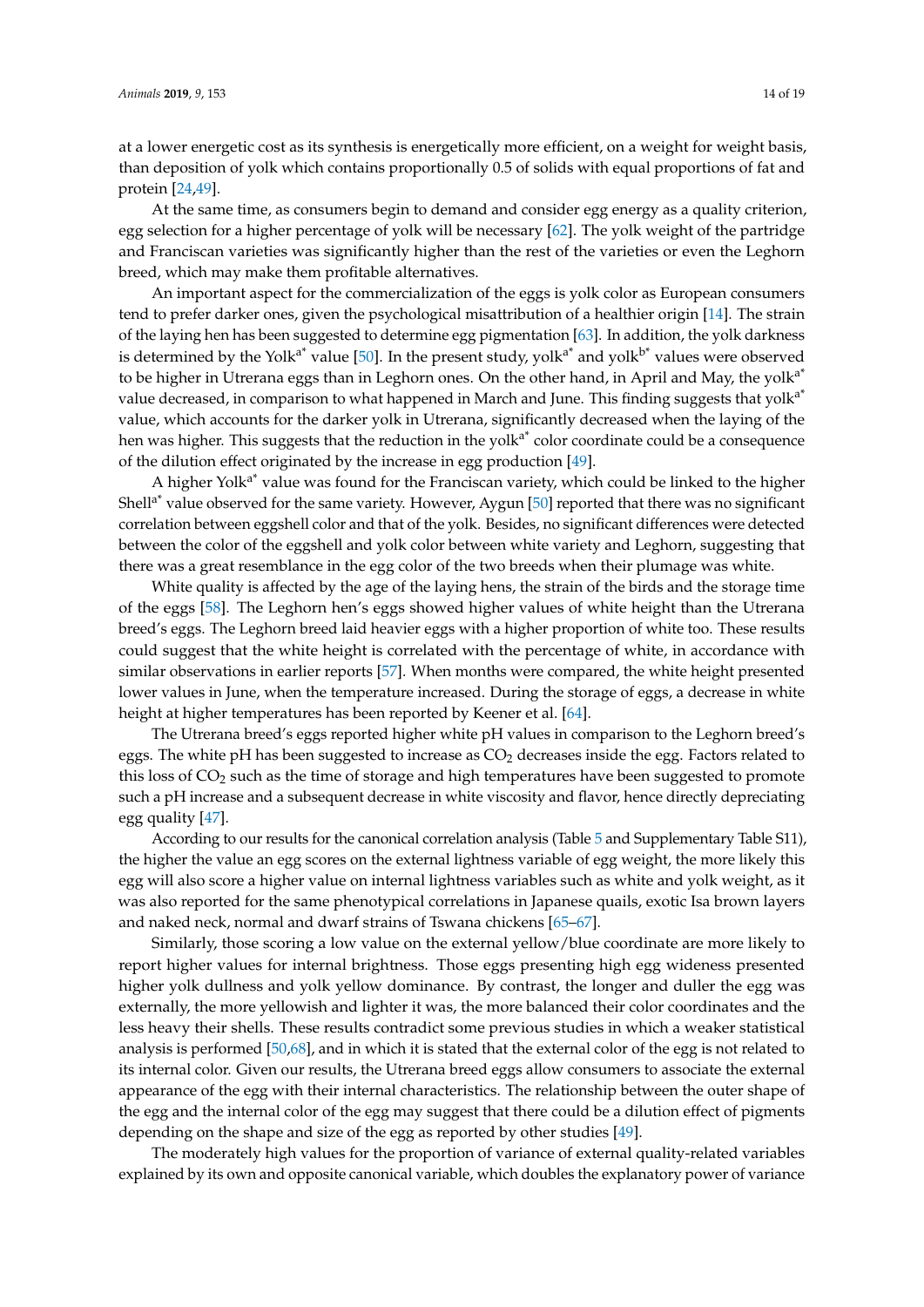at a lower energetic cost as its synthesis is energetically more efficient, on a weight for weight basis, than deposition of yolk which contains proportionally 0.5 of solids with equal proportions of fat and protein [24,49].

At the same time, as consumers begin to demand and consider egg energy as a quality criterion, egg selection for a higher percentage of yolk will be necessary [62]. The yolk weight of the partridge and Franciscan varieties was significantly higher than the rest of the varieties or even the Leghorn breed, which may make them profitable alternatives.

An important aspect for the commercialization of the eggs is yolk color as European consumers tend to prefer darker ones, given the psychological misattribution of a healthier origin [14]. The strain of the laying hen has been suggested to determine egg pigmentation [63]. In addition, the yolk darkness is determined by the Yolk$^{a^*}$ value [50]. In the present study, yolk$^{a^*}$ and yolk$^{b^*}$ values were observed to be higher in Utrerana eggs than in Leghorn ones. On the other hand, in April and May, the yolk$^{a^*}$ value decreased, in comparison to what happened in March and June. This finding suggests that yolk$^{a^*}$ value, which accounts for the darker yolk in Utrerana, significantly decreased when the laying of the hen was higher. This suggests that the reduction in the yolk$^{a^*}$ color coordinate could be a consequence of the dilution effect originated by the increase in egg production [49].

A higher Yolk$^{a^*}$ value was found for the Franciscan variety, which could be linked to the higher Shell$^{a^*}$ value observed for the same variety. However, Aygun [50] reported that there was no significant correlation between eggshell color and that of the yolk. Besides, no significant differences were detected between the color of the eggshell and yolk color between white variety and Leghorn, suggesting that there was a great resemblance in the egg color of the two breeds when their plumage was white.

White quality is affected by the age of the laying hens, the strain of the birds and the storage time of the eggs [58]. The Leghorn hen's eggs showed higher values of white height than the Utrerana breed's eggs. The Leghorn breed laid heavier eggs with a higher proportion of white too. These results could suggest that the white height is correlated with the percentage of white, in accordance with similar observations in earlier reports [57]. When months were compared, the white height presented lower values in June, when the temperature increased. During the storage of eggs, a decrease in white height at higher temperatures has been reported by Keener et al. [64].

The Utrerana breed's eggs reported higher white pH values in comparison to the Leghorn breed's eggs. The white pH has been suggested to increase as $CO_2$ decreases inside the egg. Factors related to this loss of $CO_2$ such as the time of storage and high temperatures have been suggested to promote such a pH increase and a subsequent decrease in white viscosity and flavor, hence directly depreciating egg quality [47].

According to our results for the canonical correlation analysis (Table 5 and Supplementary Table S11), the higher the value an egg scores on the external lightness variable of egg weight, the more likely this egg will also score a higher value on internal lightness variables such as white and yolk weight, as it was also reported for the same phenotypical correlations in Japanese quails, exotic Isa brown layers and naked neck, normal and dwarf strains of Tswana chickens [65–67].

Similarly, those scoring a low value on the external yellow/blue coordinate are more likely to report higher values for internal brightness. Those eggs presenting high egg wideness presented higher yolk dullness and yolk yellow dominance. By contrast, the longer and duller the egg was externally, the more yellowish and lighter it was, the more balanced their color coordinates and the less heavy their shells. These results contradict some previous studies in which a weaker statistical analysis is performed [50,68], and in which it is stated that the external color of the egg is not related to its internal color. Given our results, the Utrerana breed eggs allow consumers to associate the external appearance of the egg with their internal characteristics. The relationship between the outer shape of the egg and the internal color of the egg may suggest that there could be a dilution effect of pigments depending on the shape and size of the egg as reported by other studies [49].

The moderately high values for the proportion of variance of external quality-related variables explained by its own and opposite canonical variable, which doubles the explanatory power of variance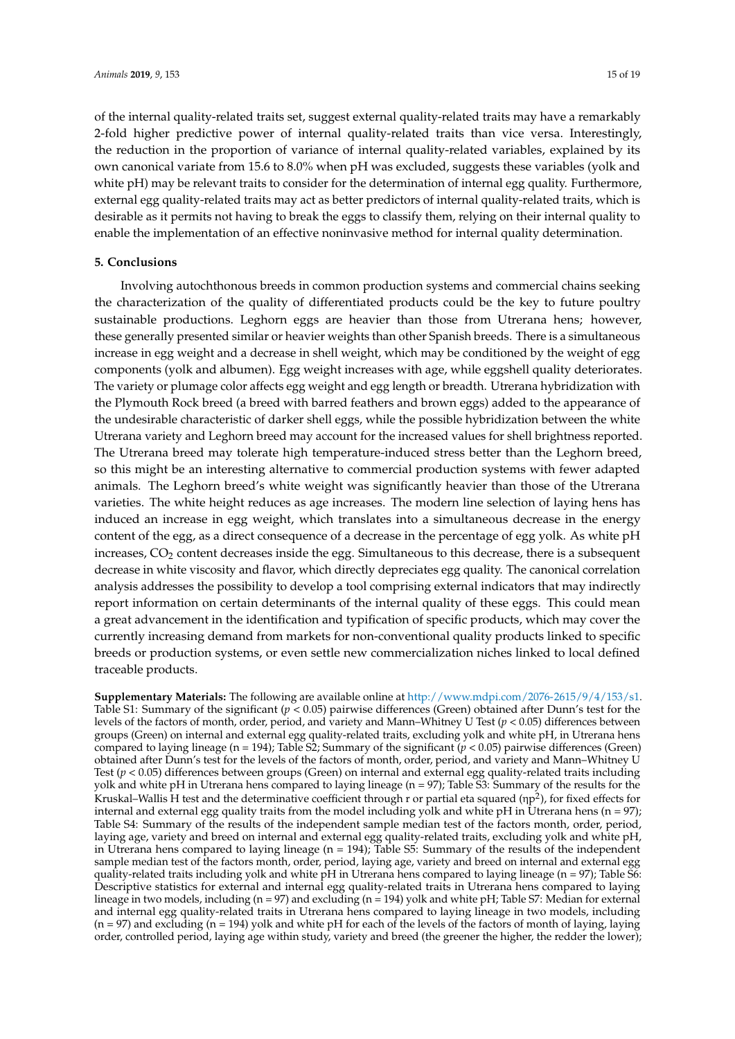of the internal quality-related traits set, suggest external quality-related traits may have a remarkably 2-fold higher predictive power of internal quality-related traits than vice versa. Interestingly, the reduction in the proportion of variance of internal quality-related variables, explained by its own canonical variate from 15.6 to 8.0% when pH was excluded, suggests these variables (yolk and white pH) may be relevant traits to consider for the determination of internal egg quality. Furthermore, external egg quality-related traits may act as better predictors of internal quality-related traits, which is desirable as it permits not having to break the eggs to classify them, relying on their internal quality to enable the implementation of an effective noninvasive method for internal quality determination.

## 5. Conclusions

Involving autochthonous breeds in common production systems and commercial chains seeking the characterization of the quality of differentiated products could be the key to future poultry sustainable productions. Leghorn eggs are heavier than those from Utrerana hens; however, these generally presented similar or heavier weights than other Spanish breeds. There is a simultaneous increase in egg weight and a decrease in shell weight, which may be conditioned by the weight of egg components (yolk and albumen). Egg weight increases with age, while eggshell quality deteriorates. The variety or plumage color affects egg weight and egg length or breadth. Utrerana hybridization with the Plymouth Rock breed (a breed with barred feathers and brown eggs) added to the appearance of the undesirable characteristic of darker shell eggs, while the possible hybridization between the white Utrerana variety and Leghorn breed may account for the increased values for shell brightness reported. The Utrerana breed may tolerate high temperature-induced stress better than the Leghorn breed, so this might be an interesting alternative to commercial production systems with fewer adapted animals. The Leghorn breed's white weight was significantly heavier than those of the Utrerana varieties. The white height reduces as age increases. The modern line selection of laying hens has induced an increase in egg weight, which translates into a simultaneous decrease in the energy content of the egg, as a direct consequence of a decrease in the percentage of egg yolk. As white pH increases, $CO_2$ content decreases inside the egg. Simultaneous to this decrease, there is a subsequent decrease in white viscosity and flavor, which directly depreciates egg quality. The canonical correlation analysis addresses the possibility to develop a tool comprising external indicators that may indirectly report information on certain determinants of the internal quality of these eggs. This could mean a great advancement in the identification and typification of specific products, which may cover the currently increasing demand from markets for non-conventional quality products linked to specific breeds or production systems, or even settle new commercialization niches linked to local defined traceable products.

**Supplementary Materials:** The following are available online at http://www.mdpi.com/2076-2615/9/4/153/s1. Table S1: Summary of the significant ($p < 0.05$) pairwise differences (Green) obtained after Dunn's test for the levels of the factors of month, order, period, and variety and Mann–Whitney U Test ($p < 0.05$) differences between groups (Green) on internal and external egg quality-related traits, excluding yolk and white pH, in Utrerana hens compared to laying lineage (n = 194); Table S2; Summary of the significant ($p < 0.05$) pairwise differences (Green) obtained after Dunn's test for the levels of the factors of month, order, period, and variety and Mann–Whitney U Test ($p < 0.05$) differences between groups (Green) on internal and external egg quality-related traits including yolk and white pH in Utrerana hens compared to laying lineage (n = 97); Table S3: Summary of the results for the Kruskal–Wallis H test and the determinative coefficient through r or partial eta squared ($\eta p^2$), for fixed effects for internal and external egg quality traits from the model including yolk and white pH in Utrerana hens (n = 97); Table S4: Summary of the results of the independent sample median test of the factors month, order, period, laying age, variety and breed on internal and external egg quality-related traits, excluding yolk and white pH, in Utrerana hens compared to laying lineage (n = 194); Table S5: Summary of the results of the independent sample median test of the factors month, order, period, laying age, variety and breed on internal and external egg quality-related traits including yolk and white pH in Utrerana hens compared to laying lineage (n = 97); Table S6: Descriptive statistics for external and internal egg quality-related traits in Utrerana hens compared to laying lineage in two models, including (n = 97) and excluding (n = 194) yolk and white pH; Table S7: Median for external and internal egg quality-related traits in Utrerana hens compared to laying lineage in two models, including (n = 97) and excluding (n = 194) yolk and white pH for each of the levels of the factors of month of laying, laying order, controlled period, laying age within study, variety and breed (the greener the higher, the redder the lower);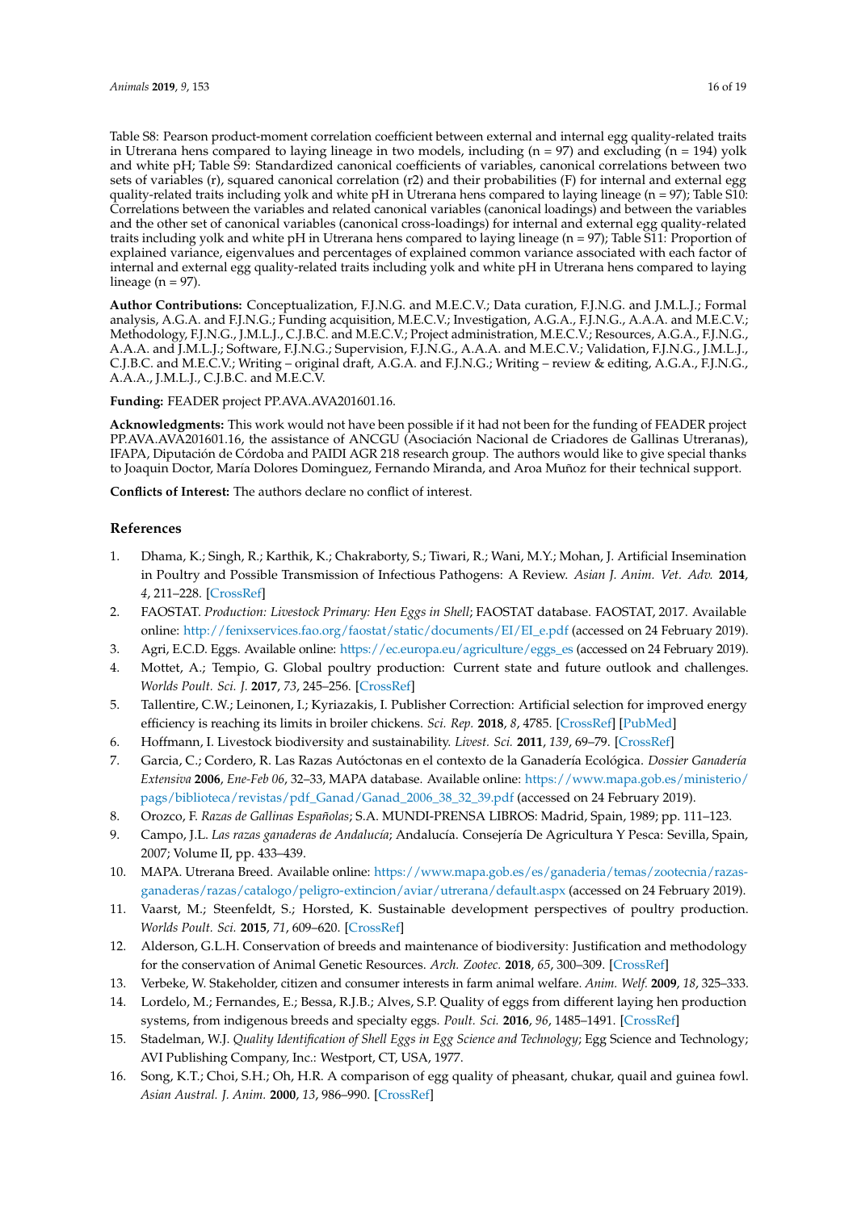Table S8: Pearson product-moment correlation coefficient between external and internal egg quality-related traits in Utrerana hens compared to laying lineage in two models, including (n = 97) and excluding (n = 194) yolk and white pH; Table S9: Standardized canonical coefficients of variables, canonical correlations between two sets of variables (r), squared canonical correlation (r2) and their probabilities (F) for internal and external egg quality-related traits including yolk and white pH in Utrerana hens compared to laying lineage (n = 97); Table S10: Correlations between the variables and related canonical variables (canonical loadings) and between the variables and the other set of canonical variables (canonical cross-loadings) for internal and external egg quality-related traits including yolk and white pH in Utrerana hens compared to laying lineage (n = 97); Table S11: Proportion of explained variance, eigenvalues and percentages of explained common variance associated with each factor of internal and external egg quality-related traits including yolk and white pH in Utrerana hens compared to laying lineage (n = 97).

**Author Contributions:** Conceptualization, F.J.N.G. and M.E.C.V.; Data curation, F.J.N.G. and J.M.L.J.; Formal analysis, A.G.A. and F.J.N.G.; Funding acquisition, M.E.C.V.; Investigation, A.G.A., F.J.N.G., A.A.A. and M.E.C.V.; Methodology, F.J.N.G., J.M.L.J., C.J.B.C. and M.E.C.V.; Project administration, M.E.C.V.; Resources, A.G.A., F.J.N.G., A.A.A. and J.M.L.J.; Software, F.J.N.G.; Supervision, F.J.N.G., A.A.A. and M.E.C.V.; Validation, F.J.N.G., J.M.L.J., C.J.B.C. and M.E.C.V.; Writing – original draft, A.G.A. and F.J.N.G.; Writing – review & editing, A.G.A., F.J.N.G., A.A.A., J.M.L.J., C.J.B.C. and M.E.C.V.

**Funding:** FEADER project PP.AVA.AVA201601.16.

**Acknowledgments:** This work would not have been possible if it had not been for the funding of FEADER project PP.AVA.AVA201601.16, the assistance of ANCGU (Asociación Nacional de Criadores de Gallinas Utreranas), IFAPA, Diputación de Córdoba and PAIDI AGR 218 research group. The authors would like to give special thanks to Joaquin Doctor, María Dolores Dominguez, Fernando Miranda, and Aroa Muñoz for their technical support.

**Conflicts of Interest:** The authors declare no conflict of interest.

## References

1. Dhama, K.; Singh, R.; Karthik, K.; Chakraborty, S.; Tiwari, R.; Wani, M.Y.; Mohan, J. Artificial Insemination in Poultry and Possible Transmission of Infectious Pathogens: A Review. *Asian J. Anim. Vet. Adv.* **2014**, *4*, 211–228. [CrossRef]
2. FAOSTAT. *Production: Livestock Primary: Hen Eggs in Shell*; FAOSTAT database. FAOSTAT, 2017. Available online: http://fenixservices.fao.org/faostat/static/documents/EI/EI_e.pdf (accessed on 24 February 2019).
3. Agri, E.C.D. Eggs. Available online: https://ec.europa.eu/agriculture/eggs_es (accessed on 24 February 2019).
4. Mottet, A.; Tempio, G. Global poultry production: Current state and future outlook and challenges. *Worlds Poult. Sci. J.* **2017**, *73*, 245–256. [CrossRef]
5. Tallentire, C.W.; Leinonen, I.; Kyriazakis, I. Publisher Correction: Artificial selection for improved energy efficiency is reaching its limits in broiler chickens. *Sci. Rep.* **2018**, *8*, 4785. [CrossRef] [PubMed]
6. Hoffmann, I. Livestock biodiversity and sustainability. *Livest. Sci.* **2011**, *139*, 69–79. [CrossRef]
7. Garcia, C.; Cordero, R. Las Razas Autóctonas en el contexto de la Ganadería Ecológica. *Dossier Ganadería Extensiva* **2006**, *Ene-Feb 06*, 32–33, MAPA database. Available online: https://www.mapa.gob.es/ministerio/pags/biblioteca/revistas/pdf_Ganad/Ganad_2006_38_32_39.pdf (accessed on 24 February 2019).
8. Orozco, F. *Razas de Gallinas Españolas*; S.A. MUNDI-PRENSA LIBROS: Madrid, Spain, 1989; pp. 111–123.
9. Campo, J.L. *Las razas ganaderas de Andalucía*; Andalucía. Consejería De Agricultura Y Pesca: Sevilla, Spain, 2007; Volume II, pp. 433–439.
10. MAPA. Utrerana Breed. Available online: https://www.mapa.gob.es/es/ganaderia/temas/zootecnia/razas-ganaderas/razas/catalogo/peligro-extincion/aviar/utrerana/default.aspx (accessed on 24 February 2019).
11. Vaarst, M.; Steenfeldt, S.; Horsted, K. Sustainable development perspectives of poultry production. *Worlds Poult. Sci.* **2015**, *71*, 609–620. [CrossRef]
12. Alderson, G.L.H. Conservation of breeds and maintenance of biodiversity: Justification and methodology for the conservation of Animal Genetic Resources. *Arch. Zootec.* **2018**, *65*, 300–309. [CrossRef]
13. Verbeke, W. Stakeholder, citizen and consumer interests in farm animal welfare. *Anim. Welf.* **2009**, *18*, 325–333.
14. Lordelo, M.; Fernandes, E.; Bessa, R.J.B.; Alves, S.P. Quality of eggs from different laying hen production systems, from indigenous breeds and specialty eggs. *Poult. Sci.* **2016**, *96*, 1485–1491. [CrossRef]
15. Stadelman, W.J. *Quality Identification of Shell Eggs in Egg Science and Technology*; Egg Science and Technology; AVI Publishing Company, Inc.: Westport, CT, USA, 1977.
16. Song, K.T.; Choi, S.H.; Oh, H.R. A comparison of egg quality of pheasant, chukar, quail and guinea fowl. *Asian Austral. J. Anim.* **2000**, *13*, 986–990. [CrossRef]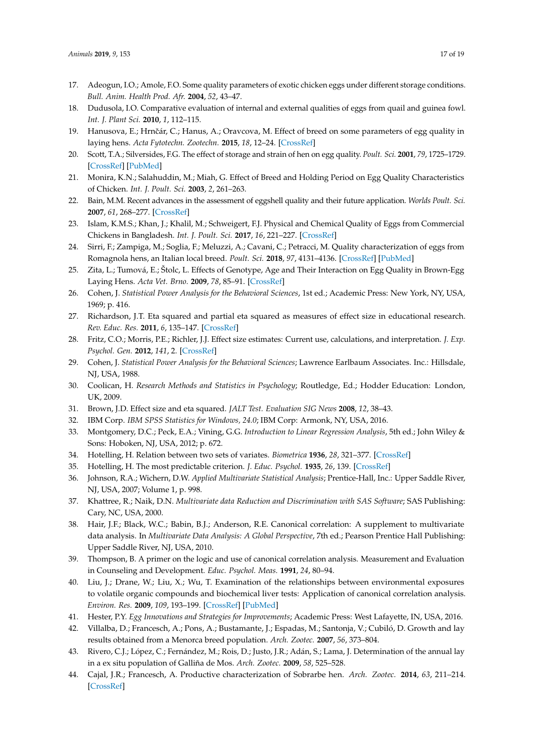17. Adeogun, I.O.; Amole, F.O. Some quality parameters of exotic chicken eggs under different storage conditions. *Bull. Anim. Health Prod. Afr.* **2004**, *52*, 43–47.
18. Dudusola, I.O. Comparative evaluation of internal and external qualities of eggs from quail and guinea fowl. *Int. J. Plant Sci.* **2010**, *1*, 112–115.
19. Hanusova, E.; Hrnčár, C.; Hanus, A.; Oravcova, M. Effect of breed on some parameters of egg quality in laying hens. *Acta Fytotechn. Zootechn.* **2015**, *18*, 12–24. [CrossRef]
20. Scott, T.A.; Silversides, F.G. The effect of storage and strain of hen on egg quality. *Poult. Sci.* **2001**, *79*, 1725–1729. [CrossRef] [PubMed]
21. Monira, K.N.; Salahuddin, M.; Miah, G. Effect of Breed and Holding Period on Egg Quality Characteristics of Chicken. *Int. J. Poult. Sci.* **2003**, *2*, 261–263.
22. Bain, M.M. Recent advances in the assessment of eggshell quality and their future application. *Worlds Poult. Sci.* **2007**, *61*, 268–277. [CrossRef]
23. Islam, K.M.S.; Khan, J.; Khalil, M.; Schweigert, F.J. Physical and Chemical Quality of Eggs from Commercial Chickens in Bangladesh. *Int. J. Poult. Sci.* **2017**, *16*, 221–227. [CrossRef]
24. Sirri, F.; Zampiga, M.; Soglia, F.; Meluzzi, A.; Cavani, C.; Petracci, M. Quality characterization of eggs from Romagnola hens, an Italian local breed. *Poult. Sci.* **2018**, *97*, 4131–4136. [CrossRef] [PubMed]
25. Zita, L.; Tumová, E.; Štolc, L. Effects of Genotype, Age and Their Interaction on Egg Quality in Brown-Egg Laying Hens. *Acta Vet. Brno.* **2009**, *78*, 85–91. [CrossRef]
26. Cohen, J. *Statistical Power Analysis for the Behavioral Sciences*, 1st ed.; Academic Press: New York, NY, USA, 1969; p. 416.
27. Richardson, J.T. Eta squared and partial eta squared as measures of effect size in educational research. *Rev. Educ. Res.* **2011**, *6*, 135–147. [CrossRef]
28. Fritz, C.O.; Morris, P.E.; Richler, J.J. Effect size estimates: Current use, calculations, and interpretation. *J. Exp. Psychol. Gen.* **2012**, *141*, 2. [CrossRef]
29. Cohen, J. *Statistical Power Analysis for the Behavioral Sciences*; Lawrence Earlbaum Associates. Inc.: Hillsdale, NJ, USA, 1988.
30. Coolican, H. *Research Methods and Statistics in Psychology*; Routledge, Ed.; Hodder Education: London, UK, 2009.
31. Brown, J.D. Effect size and eta squared. *JALT Test. Evaluation SIG News* **2008**, *12*, 38–43.
32. IBM Corp. *IBM SPSS Statistics for Windows, 24.0*; IBM Corp: Armonk, NY, USA, 2016.
33. Montgomery, D.C.; Peck, E.A.; Vining, G.G. *Introduction to Linear Regression Analysis*, 5th ed.; John Wiley & Sons: Hoboken, NJ, USA, 2012; p. 672.
34. Hotelling, H. Relation between two sets of variates. *Biometrica* **1936**, *28*, 321–377. [CrossRef]
35. Hotelling, H. The most predictable criterion. *J. Educ. Psychol.* **1935**, *26*, 139. [CrossRef]
36. Johnson, R.A.; Wichern, D.W. *Applied Multivariate Statistical Analysis*; Prentice-Hall, Inc.: Upper Saddle River, NJ, USA, 2007; Volume 1, p. 998.
37. Khattree, R.; Naik, D.N. *Multivariate data Reduction and Discrimination with SAS Software*; SAS Publishing: Cary, NC, USA, 2000.
38. Hair, J.F.; Black, W.C.; Babin, B.J.; Anderson, R.E. Canonical correlation: A supplement to multivariate data analysis. In *Multivariate Data Analysis: A Global Perspective*, 7th ed.; Pearson Prentice Hall Publishing: Upper Saddle River, NJ, USA, 2010.
39. Thompson, B. A primer on the logic and use of canonical correlation analysis. Measurement and Evaluation in Counseling and Development. *Educ. Psychol. Meas.* **1991**, *24*, 80–94.
40. Liu, J.; Drane, W.; Liu, X.; Wu, T. Examination of the relationships between environmental exposures to volatile organic compounds and biochemical liver tests: Application of canonical correlation analysis. *Environ. Res.* **2009**, *109*, 193–199. [CrossRef] [PubMed]
41. Hester, P.Y. *Egg Innovations and Strategies for Improvements*; Academic Press: West Lafayette, IN, USA, 2016.
42. Villalba, D.; Francesch, A.; Pons, A.; Bustamante, J.; Espadas, M.; Santonja, V.; Cubiló, D. Growth and lay results obtained from a Menorca breed population. *Arch. Zootec.* **2007**, *56*, 373–804.
43. Rivero, C.J.; López, C.; Fernández, M.; Rois, D.; Justo, J.R.; Adán, S.; Lama, J. Determination of the annual lay in a ex situ population of Galliña de Mos. *Arch. Zootec.* **2009**, *58*, 525–528.
44. Cajal, J.R.; Francesch, A. Productive characterization of Sobrarbe hen. *Arch. Zootec.* **2014**, *63*, 211–214. [CrossRef]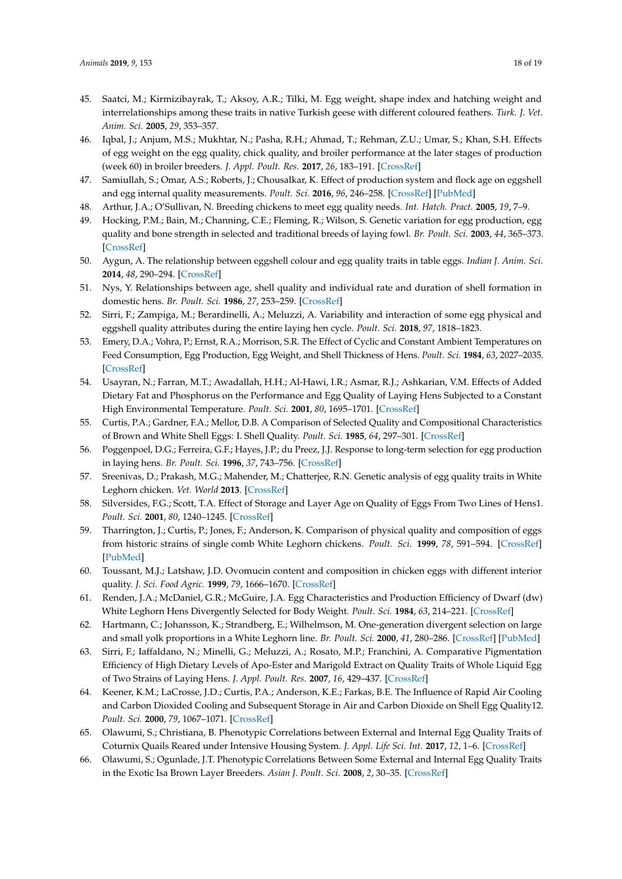45. Saatci, M.; Kirmizibayrak, T.; Aksoy, A.R.; Tilki, M. Egg weight, shape index and hatching weight and interrelationships among these traits in native Turkish geese with different coloured feathers. *Turk. J. Vet. Anim. Sci.* **2005**, *29*, 353–357.
46. Iqbal, J.; Anjum, M.S.; Mukhtar, N.; Pasha, R.H.; Ahmad, T.; Rehman, Z.U.; Umar, S.; Khan, S.H. Effects of egg weight on the egg quality, chick quality, and broiler performance at the later stages of production (week 60) in broiler breeders. *J. Appl. Poult. Res.* **2017**, *26*, 183–191. [CrossRef]
47. Samiullah, S.; Omar, A.S.; Roberts, J.; Chousalkar, K. Effect of production system and flock age on eggshell and egg internal quality measurements. *Poult. Sci.* **2016**, *96*, 246–258. [CrossRef] [PubMed]
48. Arthur, J.A.; O'Sullivan, N. Breeding chickens to meet egg quality needs. *Int. Hatch. Pract.* **2005**, *19*, 7–9.
49. Hocking, P.M.; Bain, M.; Channing, C.E.; Fleming, R.; Wilson, S. Genetic variation for egg production, egg quality and bone strength in selected and traditional breeds of laying fowl. *Br. Poult. Sci.* **2003**, *44*, 365–373. [CrossRef]
50. Aygun, A. The relationship between eggshell colour and egg quality traits in table eggs. *Indian J. Anim. Sci.* **2014**, *48*, 290–294. [CrossRef]
51. Nys, Y. Relationships between age, shell quality and individual rate and duration of shell formation in domestic hens. *Br. Poult. Sci.* **1986**, *27*, 253–259. [CrossRef]
52. Sirri, F.; Zampiga, M.; Berardinelli, A.; Meluzzi, A. Variability and interaction of some egg physical and eggshell quality attributes during the entire laying hen cycle. *Poult. Sci.* **2018**, *97*, 1818–1823.
53. Emery, D.A.; Vohra, P.; Ernst, R.A.; Morrison, S.R. The Effect of Cyclic and Constant Ambient Temperatures on Feed Consumption, Egg Production, Egg Weight, and Shell Thickness of Hens. *Poult. Sci.* **1984**, *63*, 2027–2035. [CrossRef]
54. Usayran, N.; Farran, M.T.; Awadallah, H.H.; Al-Hawi, I.R.; Asmar, R.J.; Ashkarian, V.M. Effects of Added Dietary Fat and Phosphorus on the Performance and Egg Quality of Laying Hens Subjected to a Constant High Environmental Temperature. *Poult. Sci.* **2001**, *80*, 1695–1701. [CrossRef]
55. Curtis, P.A.; Gardner, F.A.; Mellor, D.B. A Comparison of Selected Quality and Compositional Characteristics of Brown and White Shell Eggs: I. Shell Quality. *Poult. Sci.* **1985**, *64*, 297–301. [CrossRef]
56. Poggenpoel, D.G.; Ferreira, G.F.; Hayes, J.P.; du Preez, J.J. Response to long-term selection for egg production in laying hens. *Br. Poult. Sci.* **1996**, *37*, 743–756. [CrossRef]
57. Sreenivas, D.; Prakash, M.G.; Mahender, M.; Chatterjee, R.N. Genetic analysis of egg quality traits in White Leghorn chicken. *Vet. World* **2013**. [CrossRef]
58. Silversides, F.G.; Scott, T.A. Effect of Storage and Layer Age on Quality of Eggs From Two Lines of Hens1. *Poult. Sci.* **2001**, *80*, 1240–1245. [CrossRef]
59. Tharrington, J.; Curtis, P.; Jones, F.; Anderson, K. Comparison of physical quality and composition of eggs from historic strains of single comb White Leghorn chickens. *Poult. Sci.* **1999**, *78*, 591–594. [CrossRef] [PubMed]
60. Toussant, M.J.; Latshaw, J.D. Ovomucin content and composition in chicken eggs with different interior quality. *J. Sci. Food Agric.* **1999**, *79*, 1666–1670. [CrossRef]
61. Renden, J.A.; McDaniel, G.R.; McGuire, J.A. Egg Characteristics and Production Efficiency of Dwarf (dw) White Leghorn Hens Divergently Selected for Body Weight. *Poult. Sci.* **1984**, *63*, 214–221. [CrossRef]
62. Hartmann, C.; Johansson, K.; Strandberg, E.; Wilhelmson, M. One-generation divergent selection on large and small yolk proportions in a White Leghorn line. *Br. Poult. Sci.* **2000**, *41*, 280–286. [CrossRef] [PubMed]
63. Sirri, F.; Iaffaldano, N.; Minelli, G.; Meluzzi, A.; Rosato, M.P.; Franchini, A. Comparative Pigmentation Efficiency of High Dietary Levels of Apo-Ester and Marigold Extract on Quality Traits of Whole Liquid Egg of Two Strains of Laying Hens. *J. Appl. Poult. Res.* **2007**, *16*, 429–437. [CrossRef]
64. Keener, K.M.; LaCrosse, J.D.; Curtis, P.A.; Anderson, K.E.; Farkas, B.E. The Influence of Rapid Air Cooling and Carbon Dioxided Cooling and Subsequent Storage in Air and Carbon Dioxide on Shell Egg Quality12. *Poult. Sci.* **2000**, *79*, 1067–1071. [CrossRef]
65. Olawumi, S.; Christiana, B. Phenotypic Correlations between External and Internal Egg Quality Traits of Coturnix Quails Reared under Intensive Housing System. *J. Appl. Life Sci. Int.* **2017**, *12*, 1–6. [CrossRef]
66. Olawumi, S.; Ogunlade, J.T. Phenotypic Correlations Between Some External and Internal Egg Quality Traits in the Exotic Isa Brown Layer Breeders. *Asian J. Poult. Sci.* **2008**, *2*, 30–35. [CrossRef]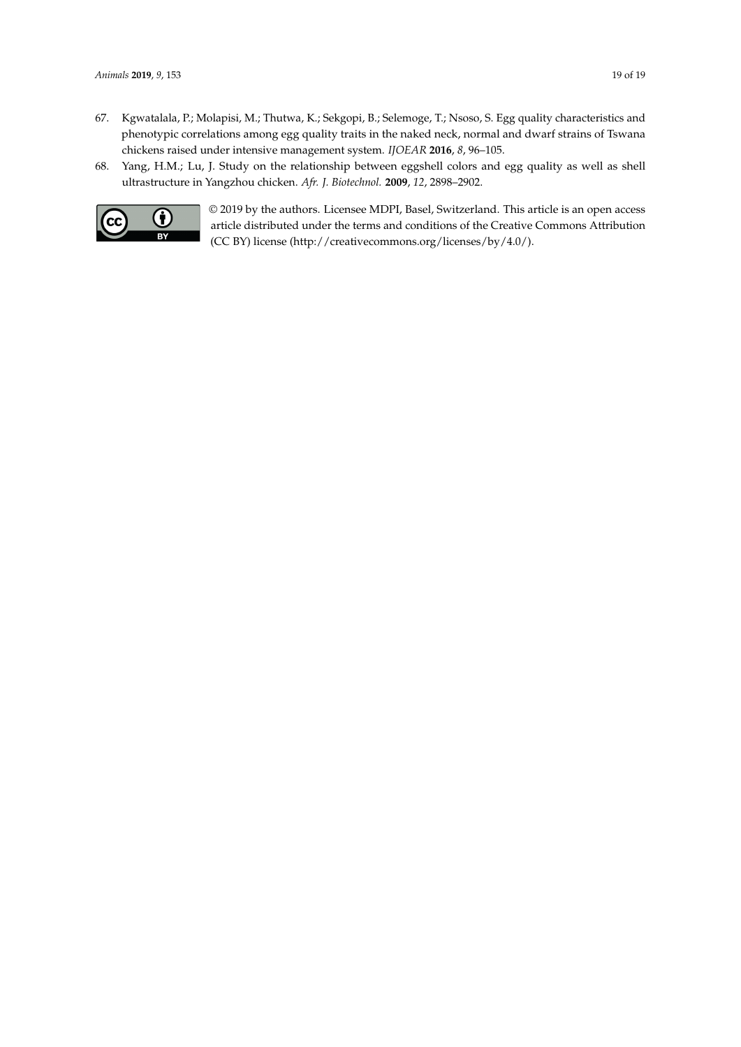67. Kgwatalala, P.; Molapisi, M.; Thutwa, K.; Sekgopi, B.; Selemoge, T.; Nsoso, S. Egg quality characteristics and phenotypic correlations among egg quality traits in the naked neck, normal and dwarf strains of Tswana chickens raised under intensive management system. *IJOEAR* **2016**, *8*, 96–105.
68. Yang, H.M.; Lu, J. Study on the relationship between eggshell colors and egg quality as well as shell ultrastructure in Yangzhou chicken. *Afr. J. Biotechnol.* **2009**, *12*, 2898–2902.

© 2019 by the authors. Licensee MDPI, Basel, Switzerland. This article is an open access article distributed under the terms and conditions of the Creative Commons Attribution (CC BY) license (http://creativecommons.org/licenses/by/4.0/).